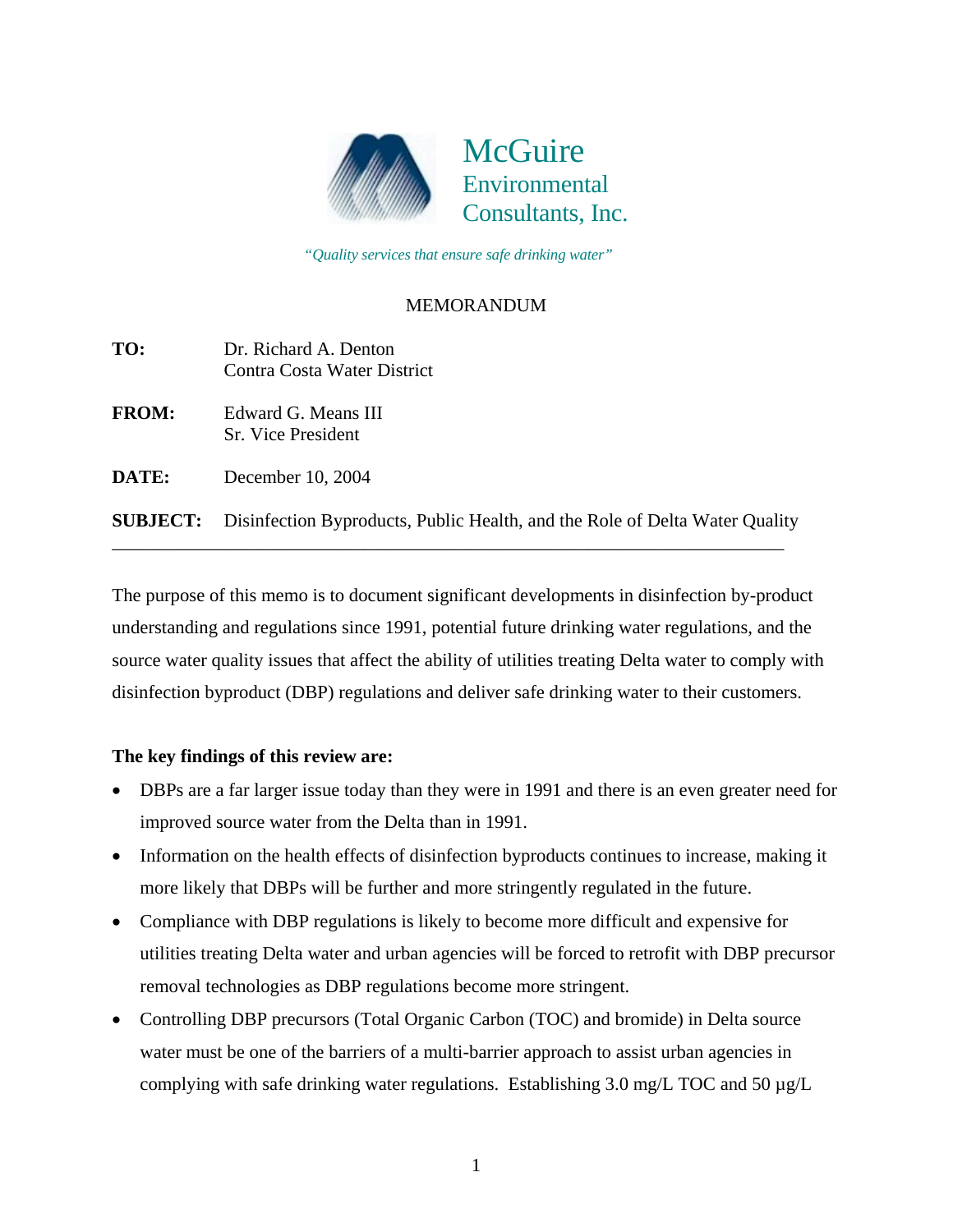McGuire Environmental Consultants, Inc.

*"Quality services that ensure safe drinking water"*

MEMORANDUM

**TO:** Dr. Richard A. Denton
Contra Costa Water District

**FROM:** Edward G. Means III
Sr. Vice President

**DATE:** December 10, 2004

**SUBJECT:** Disinfection Byproducts, Public Health, and the Role of Delta Water Quality

---

The purpose of this memo is to document significant developments in disinfection by-product understanding and regulations since 1991, potential future drinking water regulations, and the source water quality issues that affect the ability of utilities treating Delta water to comply with disinfection byproduct (DBP) regulations and deliver safe drinking water to their customers.

**The key findings of this review are:**

- DBPs are a far larger issue today than they were in 1991 and there is an even greater need for improved source water from the Delta than in 1991.
- Information on the health effects of disinfection byproducts continues to increase, making it more likely that DBPs will be further and more stringently regulated in the future.
- Compliance with DBP regulations is likely to become more difficult and expensive for utilities treating Delta water and urban agencies will be forced to retrofit with DBP precursor removal technologies as DBP regulations become more stringent.
- Controlling DBP precursors (Total Organic Carbon (TOC) and bromide) in Delta source water must be one of the barriers of a multi-barrier approach to assist urban agencies in complying with safe drinking water regulations. Establishing 3.0 mg/L TOC and 50 μg/L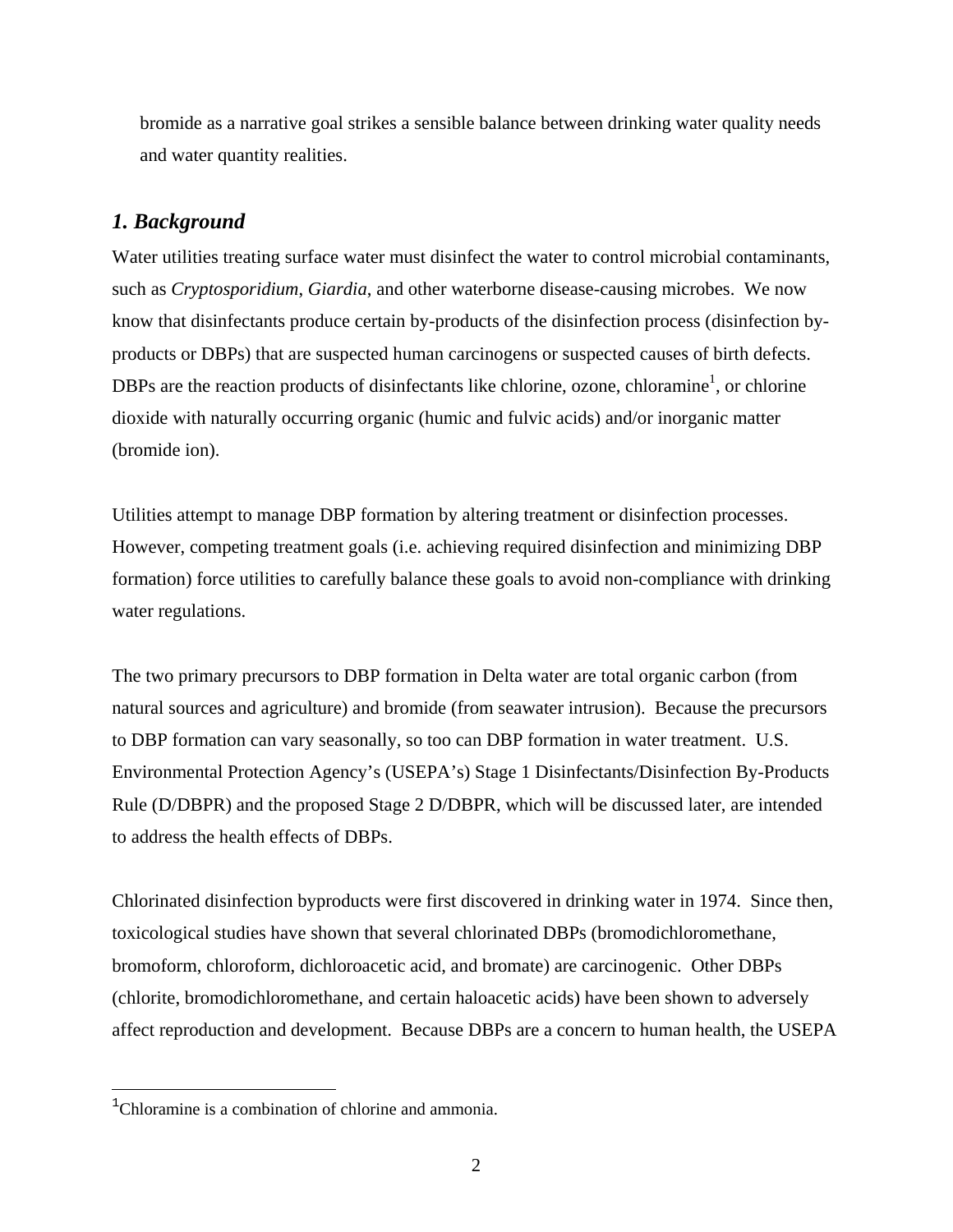bromide as a narrative goal strikes a sensible balance between drinking water quality needs and water quantity realities.

## *1. Background*

Water utilities treating surface water must disinfect the water to control microbial contaminants, such as *Cryptosporidium*, *Giardia*, and other waterborne disease-causing microbes. We now know that disinfectants produce certain by-products of the disinfection process (disinfection by-products or DBPs) that are suspected human carcinogens or suspected causes of birth defects. DBPs are the reaction products of disinfectants like chlorine, ozone, chloramine[1], or chlorine dioxide with naturally occurring organic (humic and fulvic acids) and/or inorganic matter (bromide ion).

Utilities attempt to manage DBP formation by altering treatment or disinfection processes. However, competing treatment goals (i.e. achieving required disinfection and minimizing DBP formation) force utilities to carefully balance these goals to avoid non-compliance with drinking water regulations.

The two primary precursors to DBP formation in Delta water are total organic carbon (from natural sources and agriculture) and bromide (from seawater intrusion). Because the precursors to DBP formation can vary seasonally, so too can DBP formation in water treatment. U.S. Environmental Protection Agency's (USEPA's) Stage 1 Disinfectants/Disinfection By-Products Rule (D/DBPR) and the proposed Stage 2 D/DBPR, which will be discussed later, are intended to address the health effects of DBPs.

Chlorinated disinfection byproducts were first discovered in drinking water in 1974. Since then, toxicological studies have shown that several chlorinated DBPs (bromodichloromethane, bromoform, chloroform, dichloroacetic acid, and bromate) are carcinogenic. Other DBPs (chlorite, bromodichloromethane, and certain haloacetic acids) have been shown to adversely affect reproduction and development. Because DBPs are a concern to human health, the USEPA

[1] Chloramine is a combination of chlorine and ammonia.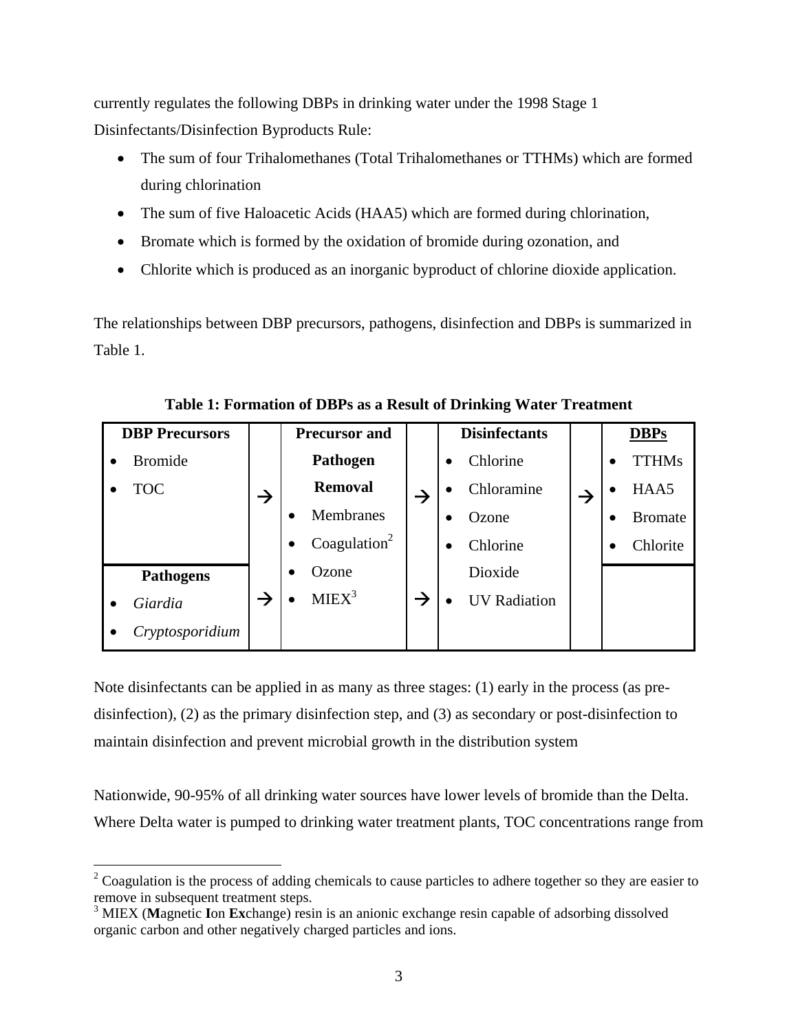currently regulates the following DBPs in drinking water under the 1998 Stage 1 Disinfectants/Disinfection Byproducts Rule:

- The sum of four Trihalomethanes (Total Trihalomethanes or TTHMs) which are formed during chlorination
- The sum of five Haloacetic Acids (HAA5) which are formed during chlorination,
- Bromate which is formed by the oxidation of bromide during ozonation, and
- Chlorite which is produced as an inorganic byproduct of chlorine dioxide application.

The relationships between DBP precursors, pathogens, disinfection and DBPs is summarized in Table 1.

**Table 1: Formation of DBPs as a Result of Drinking Water Treatment**

| DBP Precursors | | Precursor and Pathogen Removal | | Disinfectants | | DBPs |
|---|---|---|---|---|---|---|
| • Bromide<br>• TOC | → | • Membranes<br>• Coagulation[2]<br>• Ozone<br>• MIEX[3] | → | • Chlorine<br>• Chloramine<br>• Ozone<br>• Chlorine Dioxide<br>• UV Radiation | → | • TTHMs<br>• HAA5<br>• Bromate<br>• Chlorite |
| **Pathogens**<br>• *Giardia*<br>• *Cryptosporidium* | → | | → | | | |

Note disinfectants can be applied in as many as three stages: (1) early in the process (as pre-disinfection), (2) as the primary disinfection step, and (3) as secondary or post-disinfection to maintain disinfection and prevent microbial growth in the distribution system

Nationwide, 90-95% of all drinking water sources have lower levels of bromide than the Delta. Where Delta water is pumped to drinking water treatment plants, TOC concentrations range from

---

[2] Coagulation is the process of adding chemicals to cause particles to adhere together so they are easier to remove in subsequent treatment steps.

[3] MIEX (**M**agnetic **I**on **Ex**change) resin is an anionic exchange resin capable of adsorbing dissolved organic carbon and other negatively charged particles and ions.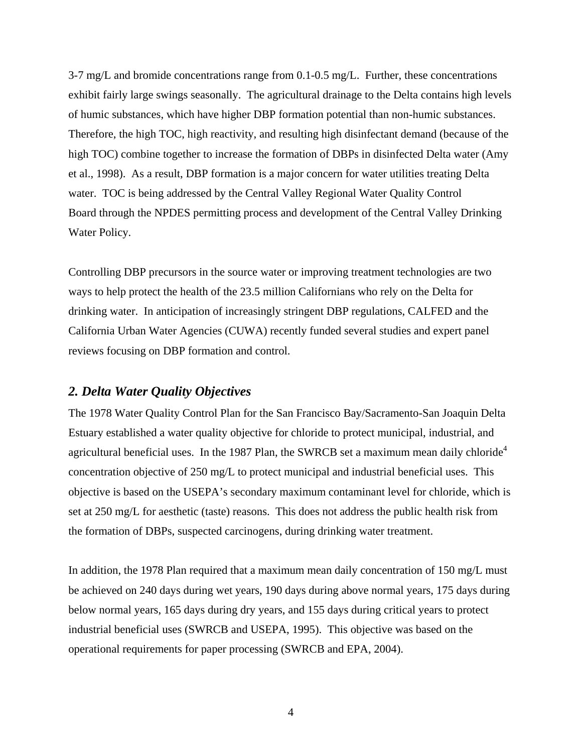3-7 mg/L and bromide concentrations range from 0.1-0.5 mg/L. Further, these concentrations exhibit fairly large swings seasonally. The agricultural drainage to the Delta contains high levels of humic substances, which have higher DBP formation potential than non-humic substances. Therefore, the high TOC, high reactivity, and resulting high disinfectant demand (because of the high TOC) combine together to increase the formation of DBPs in disinfected Delta water (Amy et al., 1998). As a result, DBP formation is a major concern for water utilities treating Delta water. TOC is being addressed by the Central Valley Regional Water Quality Control Board through the NPDES permitting process and development of the Central Valley Drinking Water Policy.

Controlling DBP precursors in the source water or improving treatment technologies are two ways to help protect the health of the 23.5 million Californians who rely on the Delta for drinking water. In anticipation of increasingly stringent DBP regulations, CALFED and the California Urban Water Agencies (CUWA) recently funded several studies and expert panel reviews focusing on DBP formation and control.

## *2. Delta Water Quality Objectives*

The 1978 Water Quality Control Plan for the San Francisco Bay/Sacramento-San Joaquin Delta Estuary established a water quality objective for chloride to protect municipal, industrial, and agricultural beneficial uses. In the 1987 Plan, the SWRCB set a maximum mean daily chloride[4] concentration objective of 250 mg/L to protect municipal and industrial beneficial uses. This objective is based on the USEPA's secondary maximum contaminant level for chloride, which is set at 250 mg/L for aesthetic (taste) reasons. This does not address the public health risk from the formation of DBPs, suspected carcinogens, during drinking water treatment.

In addition, the 1978 Plan required that a maximum mean daily concentration of 150 mg/L must be achieved on 240 days during wet years, 190 days during above normal years, 175 days during below normal years, 165 days during dry years, and 155 days during critical years to protect industrial beneficial uses (SWRCB and USEPA, 1995). This objective was based on the operational requirements for paper processing (SWRCB and EPA, 2004).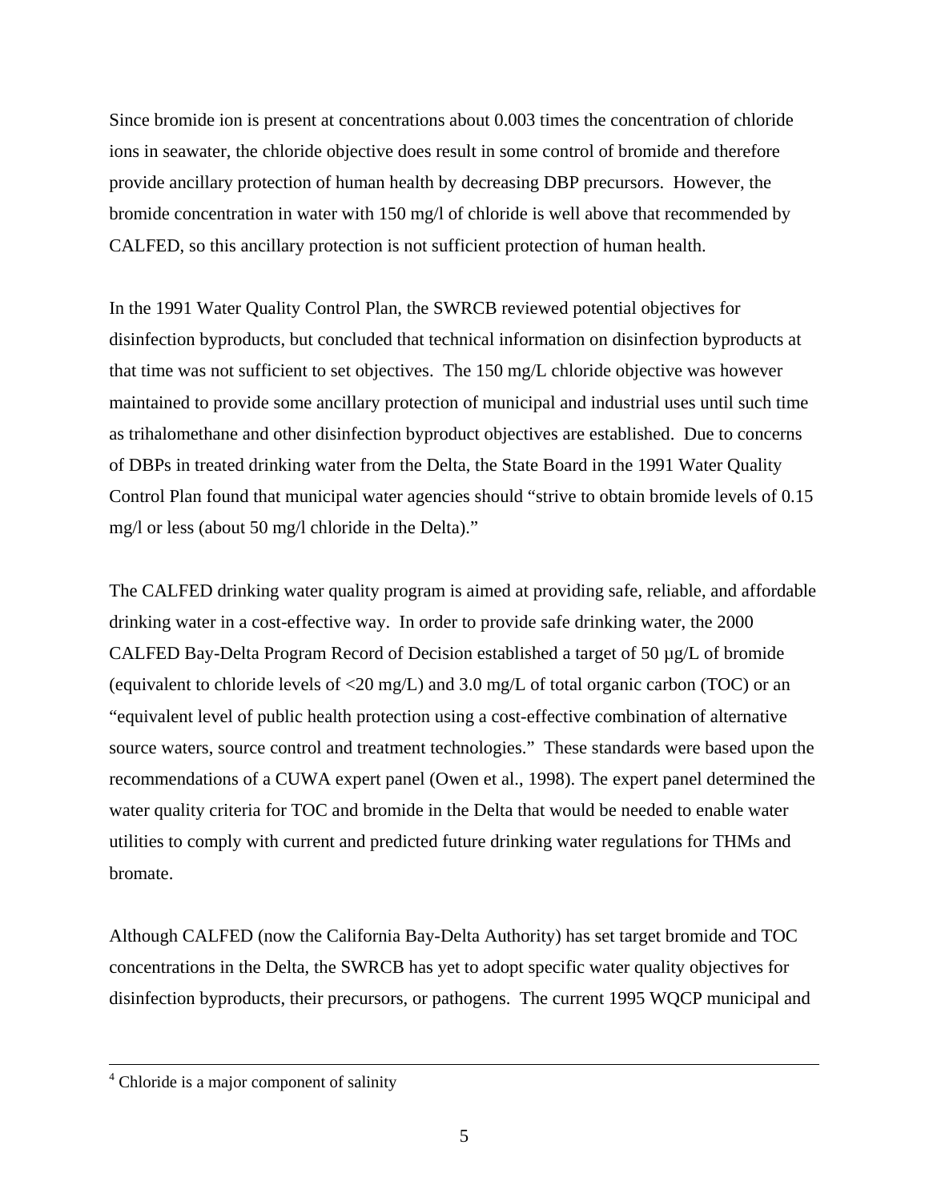Since bromide ion is present at concentrations about 0.003 times the concentration of chloride ions in seawater, the chloride objective does result in some control of bromide and therefore provide ancillary protection of human health by decreasing DBP precursors. However, the bromide concentration in water with 150 mg/l of chloride is well above that recommended by CALFED, so this ancillary protection is not sufficient protection of human health.

In the 1991 Water Quality Control Plan, the SWRCB reviewed potential objectives for disinfection byproducts, but concluded that technical information on disinfection byproducts at that time was not sufficient to set objectives. The 150 mg/L chloride objective was however maintained to provide some ancillary protection of municipal and industrial uses until such time as trihalomethane and other disinfection byproduct objectives are established. Due to concerns of DBPs in treated drinking water from the Delta, the State Board in the 1991 Water Quality Control Plan found that municipal water agencies should "strive to obtain bromide levels of 0.15 mg/l or less (about 50 mg/l chloride in the Delta)."

The CALFED drinking water quality program is aimed at providing safe, reliable, and affordable drinking water in a cost-effective way. In order to provide safe drinking water, the 2000 CALFED Bay-Delta Program Record of Decision established a target of 50 µg/L of bromide (equivalent to chloride levels of <20 mg/L) and 3.0 mg/L of total organic carbon (TOC) or an "equivalent level of public health protection using a cost-effective combination of alternative source waters, source control and treatment technologies." These standards were based upon the recommendations of a CUWA expert panel (Owen et al., 1998). The expert panel determined the water quality criteria for TOC and bromide in the Delta that would be needed to enable water utilities to comply with current and predicted future drinking water regulations for THMs and bromate.

Although CALFED (now the California Bay-Delta Authority) has set target bromide and TOC concentrations in the Delta, the SWRCB has yet to adopt specific water quality objectives for disinfection byproducts, their precursors, or pathogens. The current 1995 WQCP municipal and

---

[4] Chloride is a major component of salinity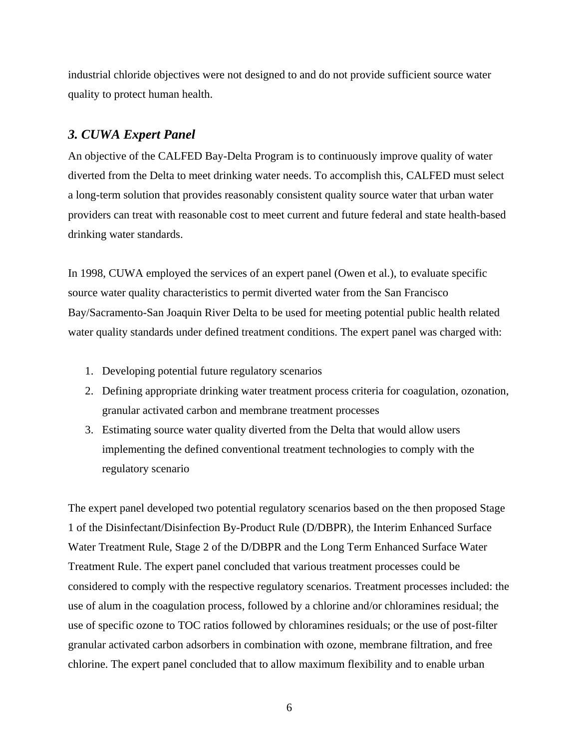industrial chloride objectives were not designed to and do not provide sufficient source water quality to protect human health.

### *3. CUWA Expert Panel*

An objective of the CALFED Bay-Delta Program is to continuously improve quality of water diverted from the Delta to meet drinking water needs. To accomplish this, CALFED must select a long-term solution that provides reasonably consistent quality source water that urban water providers can treat with reasonable cost to meet current and future federal and state health-based drinking water standards.

In 1998, CUWA employed the services of an expert panel (Owen et al.), to evaluate specific source water quality characteristics to permit diverted water from the San Francisco Bay/Sacramento-San Joaquin River Delta to be used for meeting potential public health related water quality standards under defined treatment conditions. The expert panel was charged with:

1. Developing potential future regulatory scenarios
2. Defining appropriate drinking water treatment process criteria for coagulation, ozonation, granular activated carbon and membrane treatment processes
3. Estimating source water quality diverted from the Delta that would allow users implementing the defined conventional treatment technologies to comply with the regulatory scenario

The expert panel developed two potential regulatory scenarios based on the then proposed Stage 1 of the Disinfectant/Disinfection By-Product Rule (D/DBPR), the Interim Enhanced Surface Water Treatment Rule, Stage 2 of the D/DBPR and the Long Term Enhanced Surface Water Treatment Rule. The expert panel concluded that various treatment processes could be considered to comply with the respective regulatory scenarios. Treatment processes included: the use of alum in the coagulation process, followed by a chlorine and/or chloramines residual; the use of specific ozone to TOC ratios followed by chloramines residuals; or the use of post-filter granular activated carbon adsorbers in combination with ozone, membrane filtration, and free chlorine. The expert panel concluded that to allow maximum flexibility and to enable urban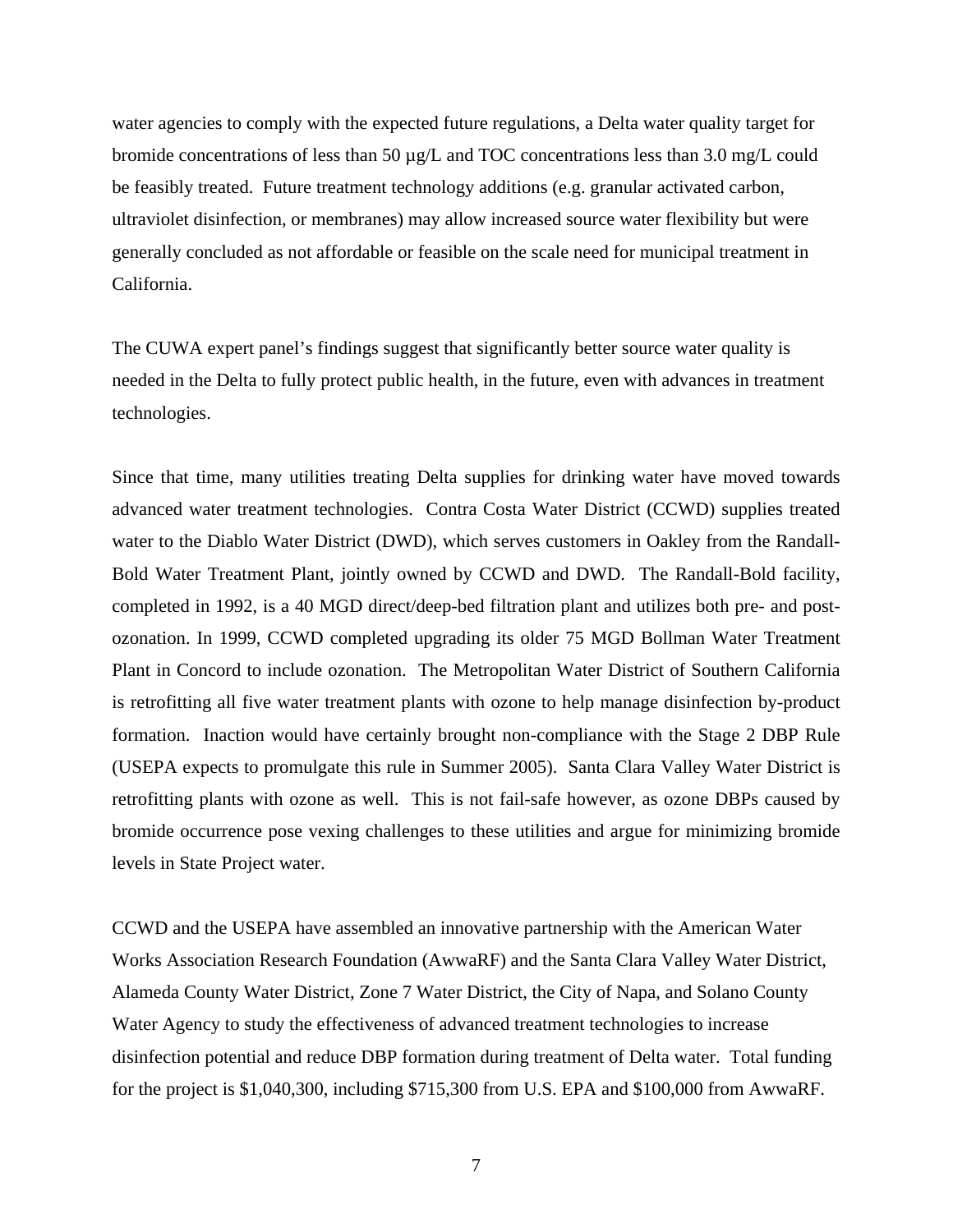water agencies to comply with the expected future regulations, a Delta water quality target for bromide concentrations of less than 50 µg/L and TOC concentrations less than 3.0 mg/L could be feasibly treated. Future treatment technology additions (e.g. granular activated carbon, ultraviolet disinfection, or membranes) may allow increased source water flexibility but were generally concluded as not affordable or feasible on the scale need for municipal treatment in California.

The CUWA expert panel's findings suggest that significantly better source water quality is needed in the Delta to fully protect public health, in the future, even with advances in treatment technologies.

Since that time, many utilities treating Delta supplies for drinking water have moved towards advanced water treatment technologies. Contra Costa Water District (CCWD) supplies treated water to the Diablo Water District (DWD), which serves customers in Oakley from the Randall-Bold Water Treatment Plant, jointly owned by CCWD and DWD. The Randall-Bold facility, completed in 1992, is a 40 MGD direct/deep-bed filtration plant and utilizes both pre- and post-ozonation. In 1999, CCWD completed upgrading its older 75 MGD Bollman Water Treatment Plant in Concord to include ozonation. The Metropolitan Water District of Southern California is retrofitting all five water treatment plants with ozone to help manage disinfection by-product formation. Inaction would have certainly brought non-compliance with the Stage 2 DBP Rule (USEPA expects to promulgate this rule in Summer 2005). Santa Clara Valley Water District is retrofitting plants with ozone as well. This is not fail-safe however, as ozone DBPs caused by bromide occurrence pose vexing challenges to these utilities and argue for minimizing bromide levels in State Project water.

CCWD and the USEPA have assembled an innovative partnership with the American Water Works Association Research Foundation (AwwaRF) and the Santa Clara Valley Water District, Alameda County Water District, Zone 7 Water District, the City of Napa, and Solano County Water Agency to study the effectiveness of advanced treatment technologies to increase disinfection potential and reduce DBP formation during treatment of Delta water. Total funding for the project is $1,040,300, including $715,300 from U.S. EPA and $100,000 from AwwaRF.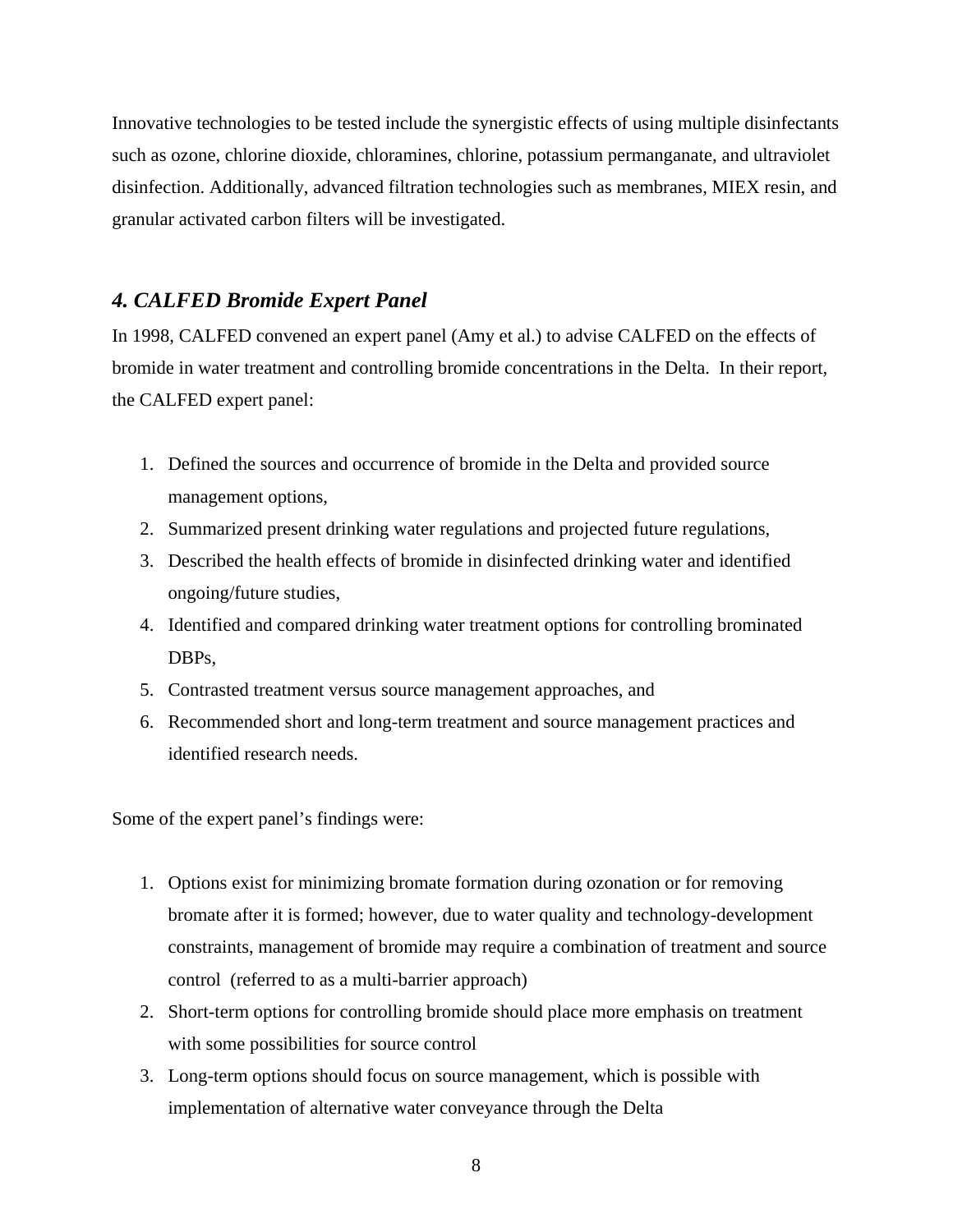Innovative technologies to be tested include the synergistic effects of using multiple disinfectants such as ozone, chlorine dioxide, chloramines, chlorine, potassium permanganate, and ultraviolet disinfection. Additionally, advanced filtration technologies such as membranes, MIEX resin, and granular activated carbon filters will be investigated.

### *4. CALFED Bromide Expert Panel*

In 1998, CALFED convened an expert panel (Amy et al.) to advise CALFED on the effects of bromide in water treatment and controlling bromide concentrations in the Delta. In their report, the CALFED expert panel:

1. Defined the sources and occurrence of bromide in the Delta and provided source management options,
2. Summarized present drinking water regulations and projected future regulations,
3. Described the health effects of bromide in disinfected drinking water and identified ongoing/future studies,
4. Identified and compared drinking water treatment options for controlling brominated DBPs,
5. Contrasted treatment versus source management approaches, and
6. Recommended short and long-term treatment and source management practices and identified research needs.

Some of the expert panel's findings were:

1. Options exist for minimizing bromate formation during ozonation or for removing bromate after it is formed; however, due to water quality and technology-development constraints, management of bromide may require a combination of treatment and source control (referred to as a multi-barrier approach)
2. Short-term options for controlling bromide should place more emphasis on treatment with some possibilities for source control
3. Long-term options should focus on source management, which is possible with implementation of alternative water conveyance through the Delta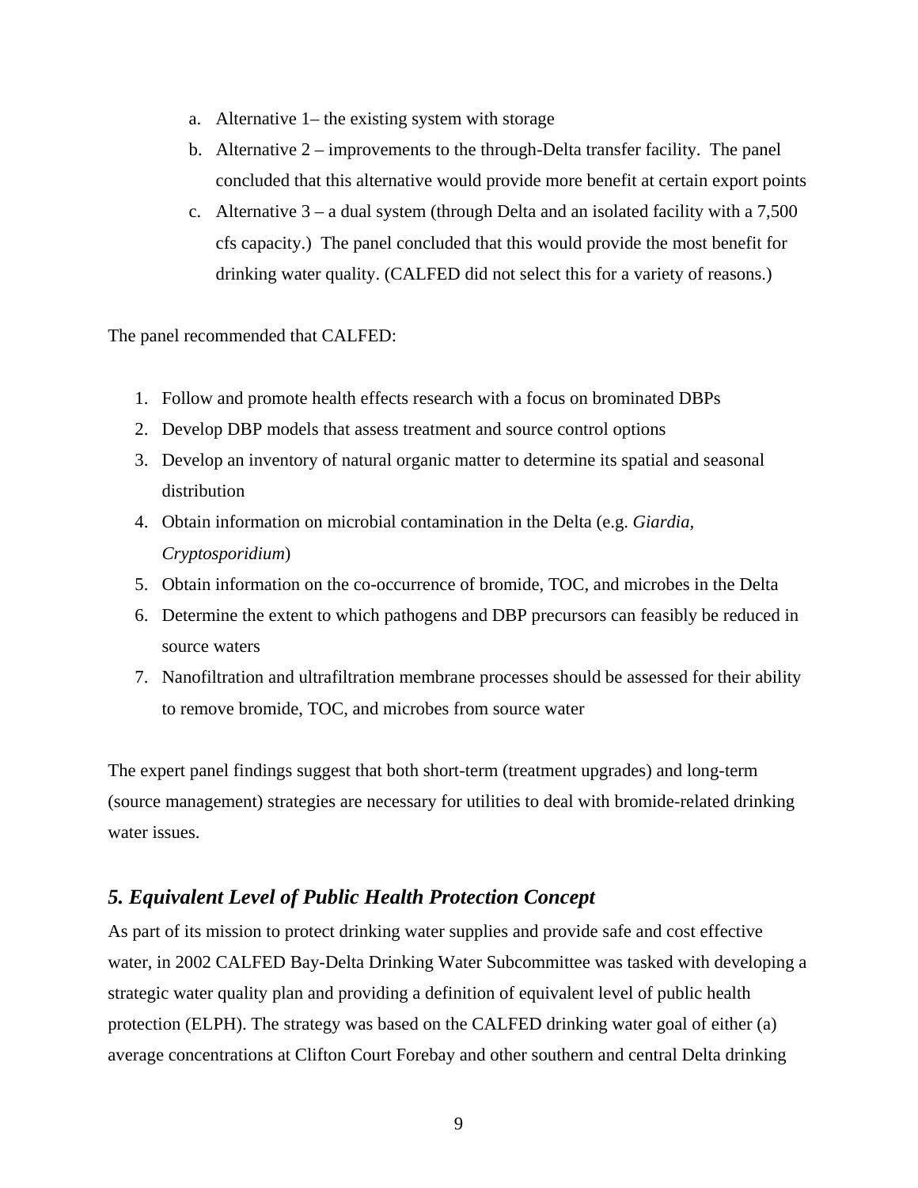a. Alternative 1– the existing system with storage
b. Alternative 2 – improvements to the through-Delta transfer facility. The panel concluded that this alternative would provide more benefit at certain export points
c. Alternative 3 – a dual system (through Delta and an isolated facility with a 7,500 cfs capacity.) The panel concluded that this would provide the most benefit for drinking water quality. (CALFED did not select this for a variety of reasons.)

The panel recommended that CALFED:

1. Follow and promote health effects research with a focus on brominated DBPs
2. Develop DBP models that assess treatment and source control options
3. Develop an inventory of natural organic matter to determine its spatial and seasonal distribution
4. Obtain information on microbial contamination in the Delta (e.g. *Giardia, Cryptosporidium*)
5. Obtain information on the co-occurrence of bromide, TOC, and microbes in the Delta
6. Determine the extent to which pathogens and DBP precursors can feasibly be reduced in source waters
7. Nanofiltration and ultrafiltration membrane processes should be assessed for their ability to remove bromide, TOC, and microbes from source water

The expert panel findings suggest that both short-term (treatment upgrades) and long-term (source management) strategies are necessary for utilities to deal with bromide-related drinking water issues.

## *5. Equivalent Level of Public Health Protection Concept*

As part of its mission to protect drinking water supplies and provide safe and cost effective water, in 2002 CALFED Bay-Delta Drinking Water Subcommittee was tasked with developing a strategic water quality plan and providing a definition of equivalent level of public health protection (ELPH). The strategy was based on the CALFED drinking water goal of either (a) average concentrations at Clifton Court Forebay and other southern and central Delta drinking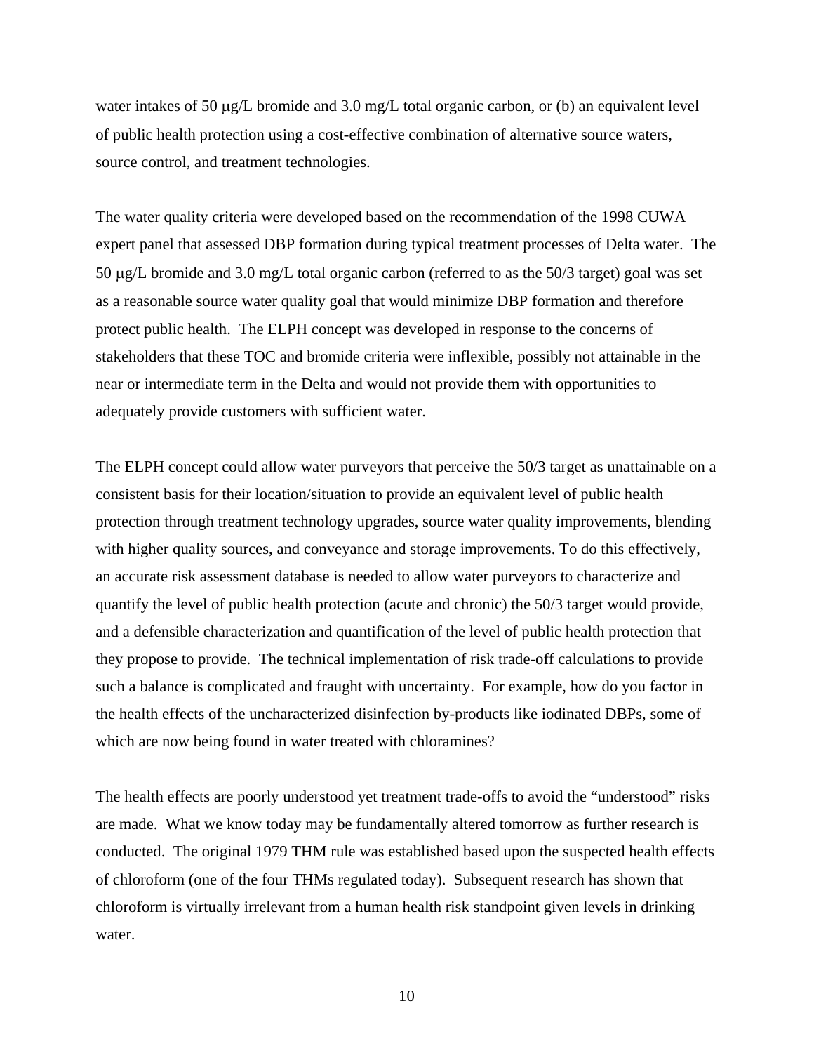water intakes of 50 μg/L bromide and 3.0 mg/L total organic carbon, or (b) an equivalent level of public health protection using a cost-effective combination of alternative source waters, source control, and treatment technologies.

The water quality criteria were developed based on the recommendation of the 1998 CUWA expert panel that assessed DBP formation during typical treatment processes of Delta water. The 50 μg/L bromide and 3.0 mg/L total organic carbon (referred to as the 50/3 target) goal was set as a reasonable source water quality goal that would minimize DBP formation and therefore protect public health. The ELPH concept was developed in response to the concerns of stakeholders that these TOC and bromide criteria were inflexible, possibly not attainable in the near or intermediate term in the Delta and would not provide them with opportunities to adequately provide customers with sufficient water.

The ELPH concept could allow water purveyors that perceive the 50/3 target as unattainable on a consistent basis for their location/situation to provide an equivalent level of public health protection through treatment technology upgrades, source water quality improvements, blending with higher quality sources, and conveyance and storage improvements. To do this effectively, an accurate risk assessment database is needed to allow water purveyors to characterize and quantify the level of public health protection (acute and chronic) the 50/3 target would provide, and a defensible characterization and quantification of the level of public health protection that they propose to provide. The technical implementation of risk trade-off calculations to provide such a balance is complicated and fraught with uncertainty. For example, how do you factor in the health effects of the uncharacterized disinfection by-products like iodinated DBPs, some of which are now being found in water treated with chloramines?

The health effects are poorly understood yet treatment trade-offs to avoid the "understood" risks are made. What we know today may be fundamentally altered tomorrow as further research is conducted. The original 1979 THM rule was established based upon the suspected health effects of chloroform (one of the four THMs regulated today). Subsequent research has shown that chloroform is virtually irrelevant from a human health risk standpoint given levels in drinking water.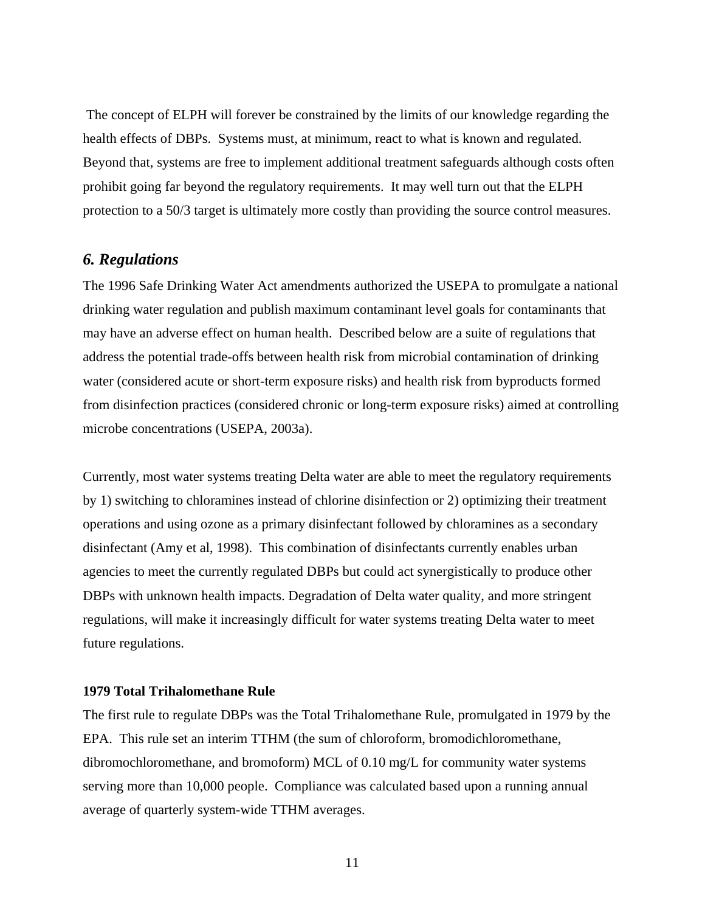The concept of ELPH will forever be constrained by the limits of our knowledge regarding the health effects of DBPs. Systems must, at minimum, react to what is known and regulated. Beyond that, systems are free to implement additional treatment safeguards although costs often prohibit going far beyond the regulatory requirements. It may well turn out that the ELPH protection to a 50/3 target is ultimately more costly than providing the source control measures.

## *6. Regulations*

The 1996 Safe Drinking Water Act amendments authorized the USEPA to promulgate a national drinking water regulation and publish maximum contaminant level goals for contaminants that may have an adverse effect on human health. Described below are a suite of regulations that address the potential trade-offs between health risk from microbial contamination of drinking water (considered acute or short-term exposure risks) and health risk from byproducts formed from disinfection practices (considered chronic or long-term exposure risks) aimed at controlling microbe concentrations (USEPA, 2003a).

Currently, most water systems treating Delta water are able to meet the regulatory requirements by 1) switching to chloramines instead of chlorine disinfection or 2) optimizing their treatment operations and using ozone as a primary disinfectant followed by chloramines as a secondary disinfectant (Amy et al, 1998). This combination of disinfectants currently enables urban agencies to meet the currently regulated DBPs but could act synergistically to produce other DBPs with unknown health impacts. Degradation of Delta water quality, and more stringent regulations, will make it increasingly difficult for water systems treating Delta water to meet future regulations.

**1979 Total Trihalomethane Rule**

The first rule to regulate DBPs was the Total Trihalomethane Rule, promulgated in 1979 by the EPA. This rule set an interim TTHM (the sum of chloroform, bromodichloromethane, dibromochloromethane, and bromoform) MCL of 0.10 mg/L for community water systems serving more than 10,000 people. Compliance was calculated based upon a running annual average of quarterly system-wide TTHM averages.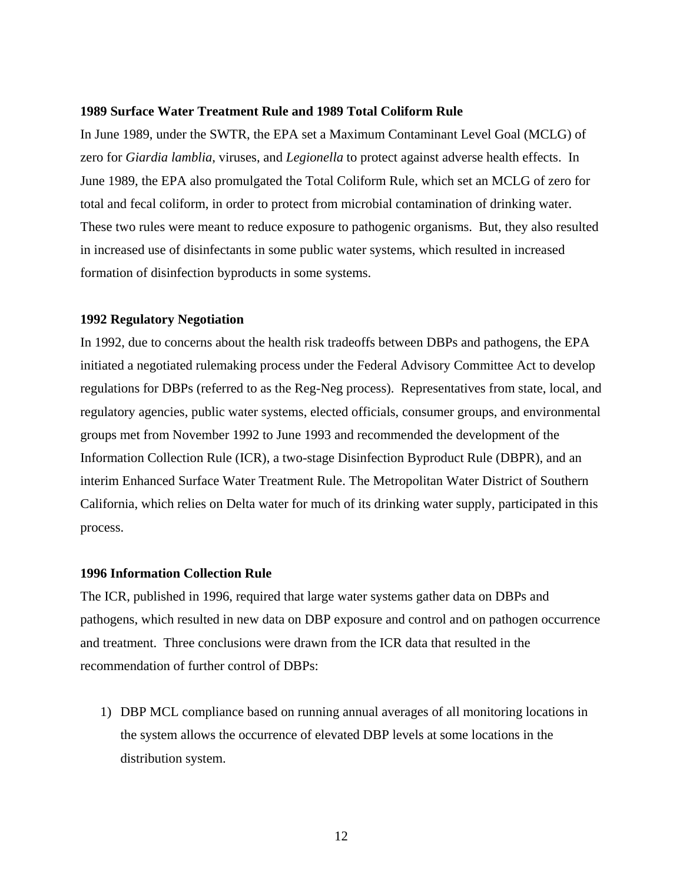**1989 Surface Water Treatment Rule and 1989 Total Coliform Rule**

In June 1989, under the SWTR, the EPA set a Maximum Contaminant Level Goal (MCLG) of zero for *Giardia lamblia*, viruses, and *Legionella* to protect against adverse health effects. In June 1989, the EPA also promulgated the Total Coliform Rule, which set an MCLG of zero for total and fecal coliform, in order to protect from microbial contamination of drinking water. These two rules were meant to reduce exposure to pathogenic organisms. But, they also resulted in increased use of disinfectants in some public water systems, which resulted in increased formation of disinfection byproducts in some systems.

**1992 Regulatory Negotiation**

In 1992, due to concerns about the health risk tradeoffs between DBPs and pathogens, the EPA initiated a negotiated rulemaking process under the Federal Advisory Committee Act to develop regulations for DBPs (referred to as the Reg-Neg process). Representatives from state, local, and regulatory agencies, public water systems, elected officials, consumer groups, and environmental groups met from November 1992 to June 1993 and recommended the development of the Information Collection Rule (ICR), a two-stage Disinfection Byproduct Rule (DBPR), and an interim Enhanced Surface Water Treatment Rule. The Metropolitan Water District of Southern California, which relies on Delta water for much of its drinking water supply, participated in this process.

**1996 Information Collection Rule**

The ICR, published in 1996, required that large water systems gather data on DBPs and pathogens, which resulted in new data on DBP exposure and control and on pathogen occurrence and treatment. Three conclusions were drawn from the ICR data that resulted in the recommendation of further control of DBPs:

1) DBP MCL compliance based on running annual averages of all monitoring locations in the system allows the occurrence of elevated DBP levels at some locations in the distribution system.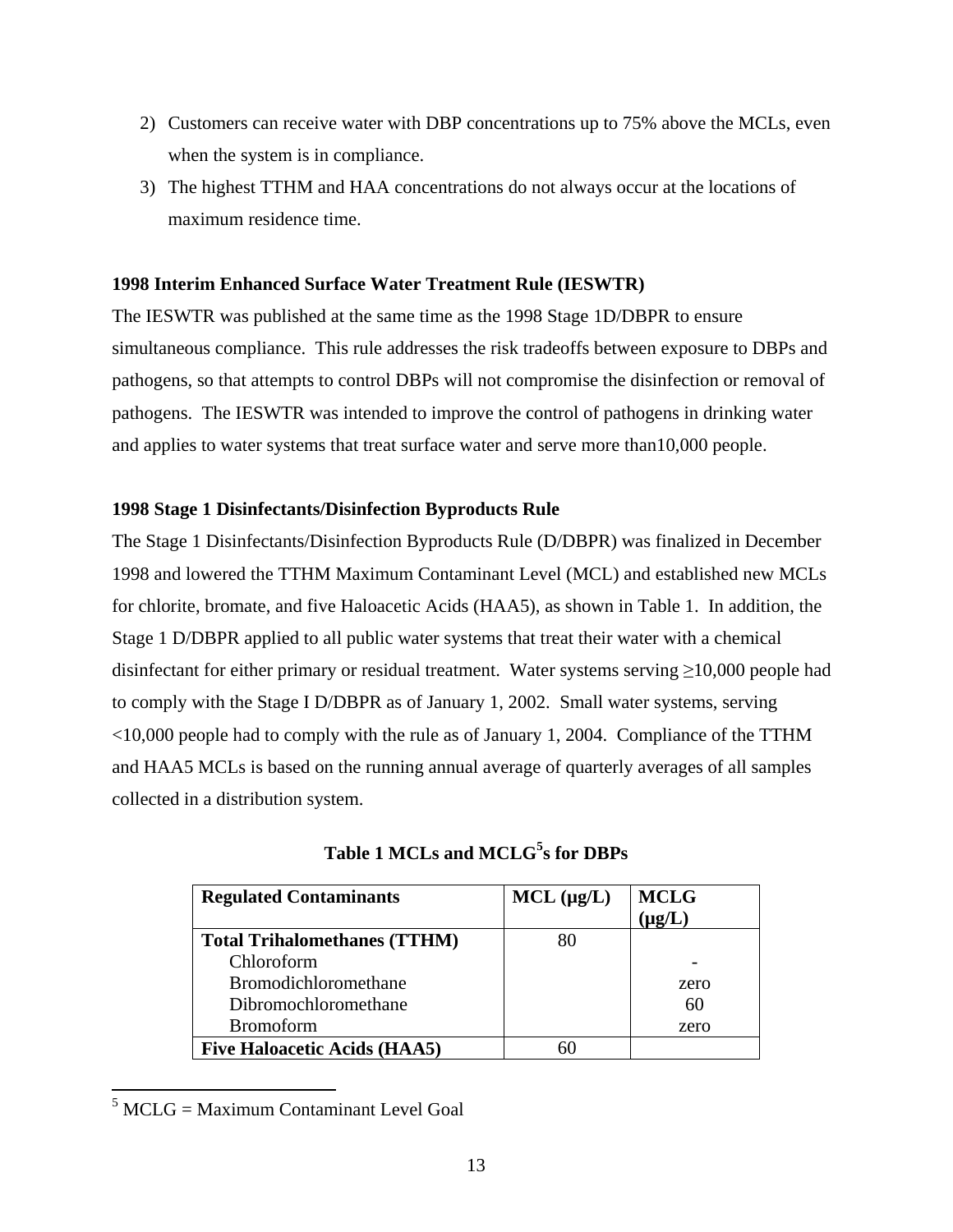2) Customers can receive water with DBP concentrations up to 75% above the MCLs, even when the system is in compliance.
3) The highest TTHM and HAA concentrations do not always occur at the locations of maximum residence time.

**1998 Interim Enhanced Surface Water Treatment Rule (IESWTR)**

The IESWTR was published at the same time as the 1998 Stage 1D/DBPR to ensure simultaneous compliance. This rule addresses the risk tradeoffs between exposure to DBPs and pathogens, so that attempts to control DBPs will not compromise the disinfection or removal of pathogens. The IESWTR was intended to improve the control of pathogens in drinking water and applies to water systems that treat surface water and serve more than10,000 people.

**1998 Stage 1 Disinfectants/Disinfection Byproducts Rule**

The Stage 1 Disinfectants/Disinfection Byproducts Rule (D/DBPR) was finalized in December 1998 and lowered the TTHM Maximum Contaminant Level (MCL) and established new MCLs for chlorite, bromate, and five Haloacetic Acids (HAA5), as shown in Table 1. In addition, the Stage 1 D/DBPR applied to all public water systems that treat their water with a chemical disinfectant for either primary or residual treatment. Water systems serving ≥10,000 people had to comply with the Stage I D/DBPR as of January 1, 2002. Small water systems, serving <10,000 people had to comply with the rule as of January 1, 2004. Compliance of the TTHM and HAA5 MCLs is based on the running annual average of quarterly averages of all samples collected in a distribution system.

**Table 1 MCLs and MCLG[5]s for DBPs**

| Regulated Contaminants | MCL (µg/L) | MCLG (µg/L) |
|---|---|---|
| **Total Trihalomethanes (TTHM)** | 80 | |
| Chloroform | | - |
| Bromodichloromethane | | zero |
| Dibromochloromethane | | 60 |
| Bromoform | | zero |
| **Five Haloacetic Acids (HAA5)** | 60 | |

[5] MCLG = Maximum Contaminant Level Goal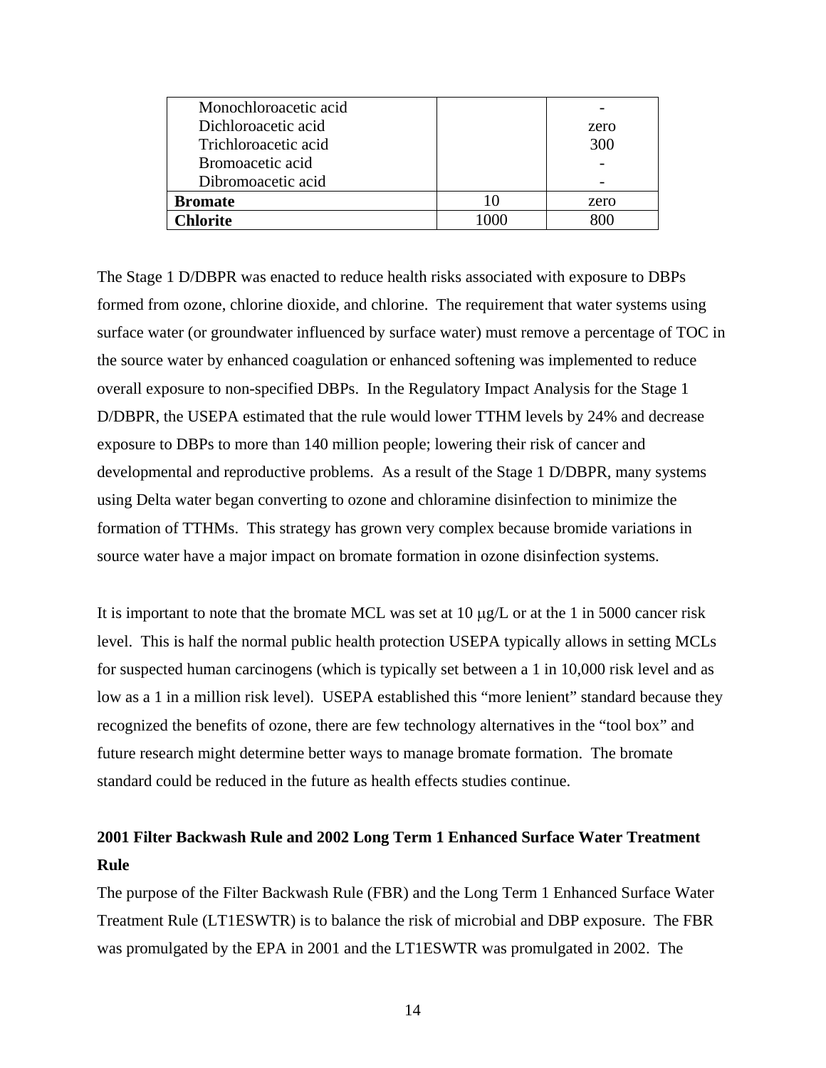| | | |
|---|---|---|
| Monochloroacetic acid | | - |
| Dichloroacetic acid | | zero |
| Trichloroacetic acid | | 300 |
| Bromoacetic acid | | - |
| Dibromoacetic acid | | - |
| **Bromate** | 10 | zero |
| **Chlorite** | 1000 | 800 |

The Stage 1 D/DBPR was enacted to reduce health risks associated with exposure to DBPs formed from ozone, chlorine dioxide, and chlorine. The requirement that water systems using surface water (or groundwater influenced by surface water) must remove a percentage of TOC in the source water by enhanced coagulation or enhanced softening was implemented to reduce overall exposure to non-specified DBPs. In the Regulatory Impact Analysis for the Stage 1 D/DBPR, the USEPA estimated that the rule would lower TTHM levels by 24% and decrease exposure to DBPs to more than 140 million people; lowering their risk of cancer and developmental and reproductive problems. As a result of the Stage 1 D/DBPR, many systems using Delta water began converting to ozone and chloramine disinfection to minimize the formation of TTHMs. This strategy has grown very complex because bromide variations in source water have a major impact on bromate formation in ozone disinfection systems.

It is important to note that the bromate MCL was set at 10 μg/L or at the 1 in 5000 cancer risk level. This is half the normal public health protection USEPA typically allows in setting MCLs for suspected human carcinogens (which is typically set between a 1 in 10,000 risk level and as low as a 1 in a million risk level). USEPA established this "more lenient" standard because they recognized the benefits of ozone, there are few technology alternatives in the "tool box" and future research might determine better ways to manage bromate formation. The bromate standard could be reduced in the future as health effects studies continue.

### 2001 Filter Backwash Rule and 2002 Long Term 1 Enhanced Surface Water Treatment Rule

The purpose of the Filter Backwash Rule (FBR) and the Long Term 1 Enhanced Surface Water Treatment Rule (LT1ESWTR) is to balance the risk of microbial and DBP exposure. The FBR was promulgated by the EPA in 2001 and the LT1ESWTR was promulgated in 2002. The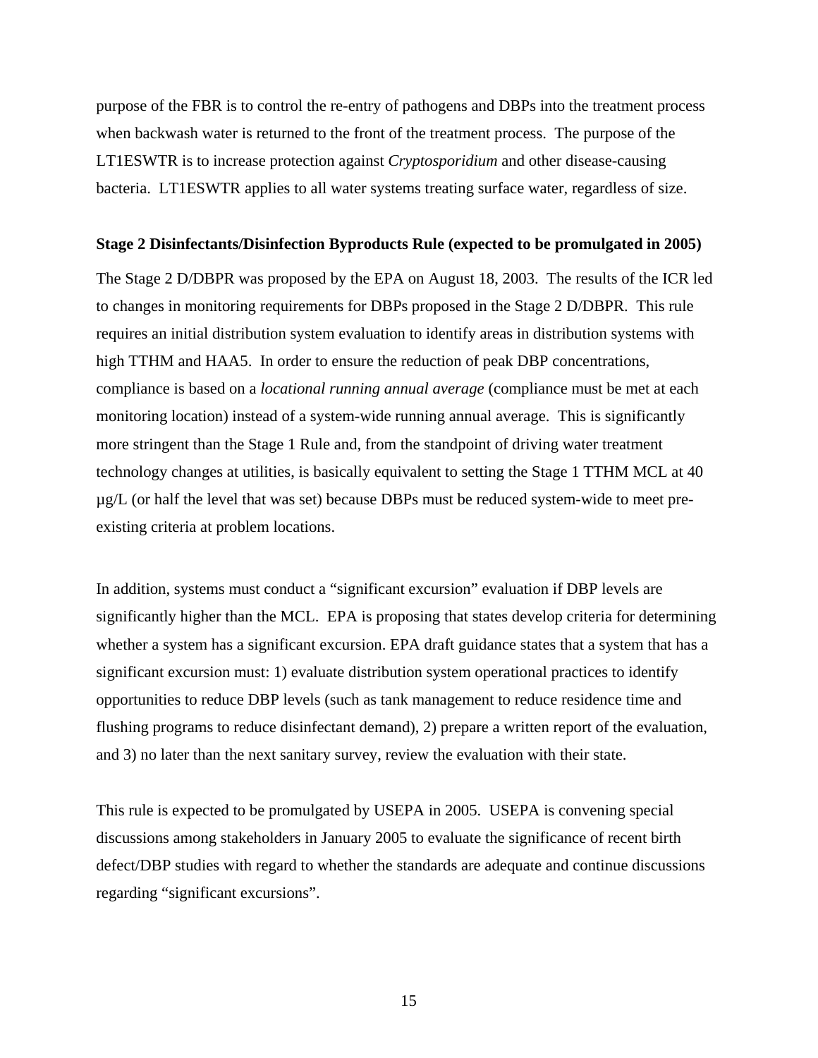purpose of the FBR is to control the re-entry of pathogens and DBPs into the treatment process when backwash water is returned to the front of the treatment process. The purpose of the LT1ESWTR is to increase protection against *Cryptosporidium* and other disease-causing bacteria. LT1ESWTR applies to all water systems treating surface water, regardless of size.

**Stage 2 Disinfectants/Disinfection Byproducts Rule (expected to be promulgated in 2005)**

The Stage 2 D/DBPR was proposed by the EPA on August 18, 2003. The results of the ICR led to changes in monitoring requirements for DBPs proposed in the Stage 2 D/DBPR. This rule requires an initial distribution system evaluation to identify areas in distribution systems with high TTHM and HAA5. In order to ensure the reduction of peak DBP concentrations, compliance is based on a *locational running annual average* (compliance must be met at each monitoring location) instead of a system-wide running annual average. This is significantly more stringent than the Stage 1 Rule and, from the standpoint of driving water treatment technology changes at utilities, is basically equivalent to setting the Stage 1 TTHM MCL at 40 µg/L (or half the level that was set) because DBPs must be reduced system-wide to meet pre-existing criteria at problem locations.

In addition, systems must conduct a "significant excursion" evaluation if DBP levels are significantly higher than the MCL. EPA is proposing that states develop criteria for determining whether a system has a significant excursion. EPA draft guidance states that a system that has a significant excursion must: 1) evaluate distribution system operational practices to identify opportunities to reduce DBP levels (such as tank management to reduce residence time and flushing programs to reduce disinfectant demand), 2) prepare a written report of the evaluation, and 3) no later than the next sanitary survey, review the evaluation with their state.

This rule is expected to be promulgated by USEPA in 2005. USEPA is convening special discussions among stakeholders in January 2005 to evaluate the significance of recent birth defect/DBP studies with regard to whether the standards are adequate and continue discussions regarding "significant excursions".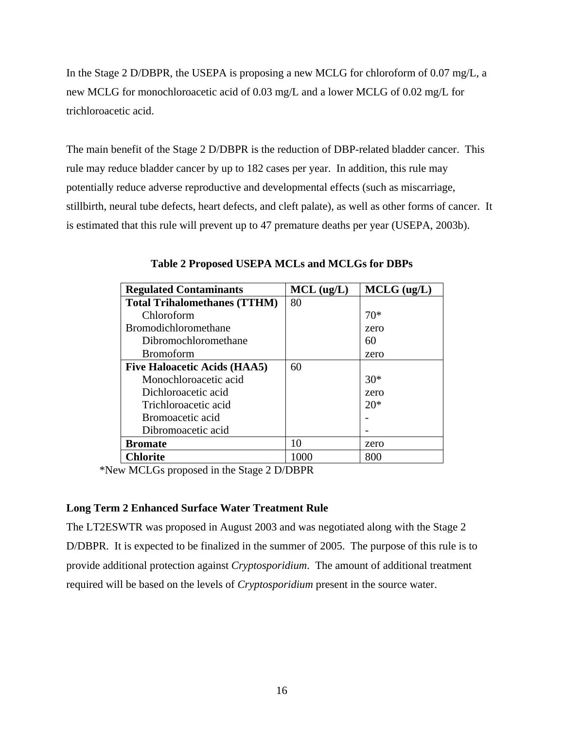In the Stage 2 D/DBPR, the USEPA is proposing a new MCLG for chloroform of 0.07 mg/L, a new MCLG for monochloroacetic acid of 0.03 mg/L and a lower MCLG of 0.02 mg/L for trichloroacetic acid.

The main benefit of the Stage 2 D/DBPR is the reduction of DBP-related bladder cancer. This rule may reduce bladder cancer by up to 182 cases per year. In addition, this rule may potentially reduce adverse reproductive and developmental effects (such as miscarriage, stillbirth, neural tube defects, heart defects, and cleft palate), as well as other forms of cancer. It is estimated that this rule will prevent up to 47 premature deaths per year (USEPA, 2003b).

**Table 2 Proposed USEPA MCLs and MCLGs for DBPs**

| Regulated Contaminants | MCL (ug/L) | MCLG (ug/L) |
|---|---|---|
| **Total Trihalomethanes (TTHM)** | 80 | |
| Chloroform | | 70* |
| Bromodichloromethane | | zero |
| Dibromochloromethane | | 60 |
| Bromoform | | zero |
| **Five Haloacetic Acids (HAA5)** | 60 | |
| Monochloroacetic acid | | 30* |
| Dichloroacetic acid | | zero |
| Trichloroacetic acid | | 20* |
| Bromoacetic acid | | - |
| Dibromoacetic acid | | - |
| **Bromate** | 10 | zero |
| **Chlorite** | 1000 | 800 |

*New MCLGs proposed in the Stage 2 D/DBPR

**Long Term 2 Enhanced Surface Water Treatment Rule**

The LT2ESWTR was proposed in August 2003 and was negotiated along with the Stage 2 D/DBPR. It is expected to be finalized in the summer of 2005. The purpose of this rule is to provide additional protection against *Cryptosporidium*. The amount of additional treatment required will be based on the levels of *Cryptosporidium* present in the source water.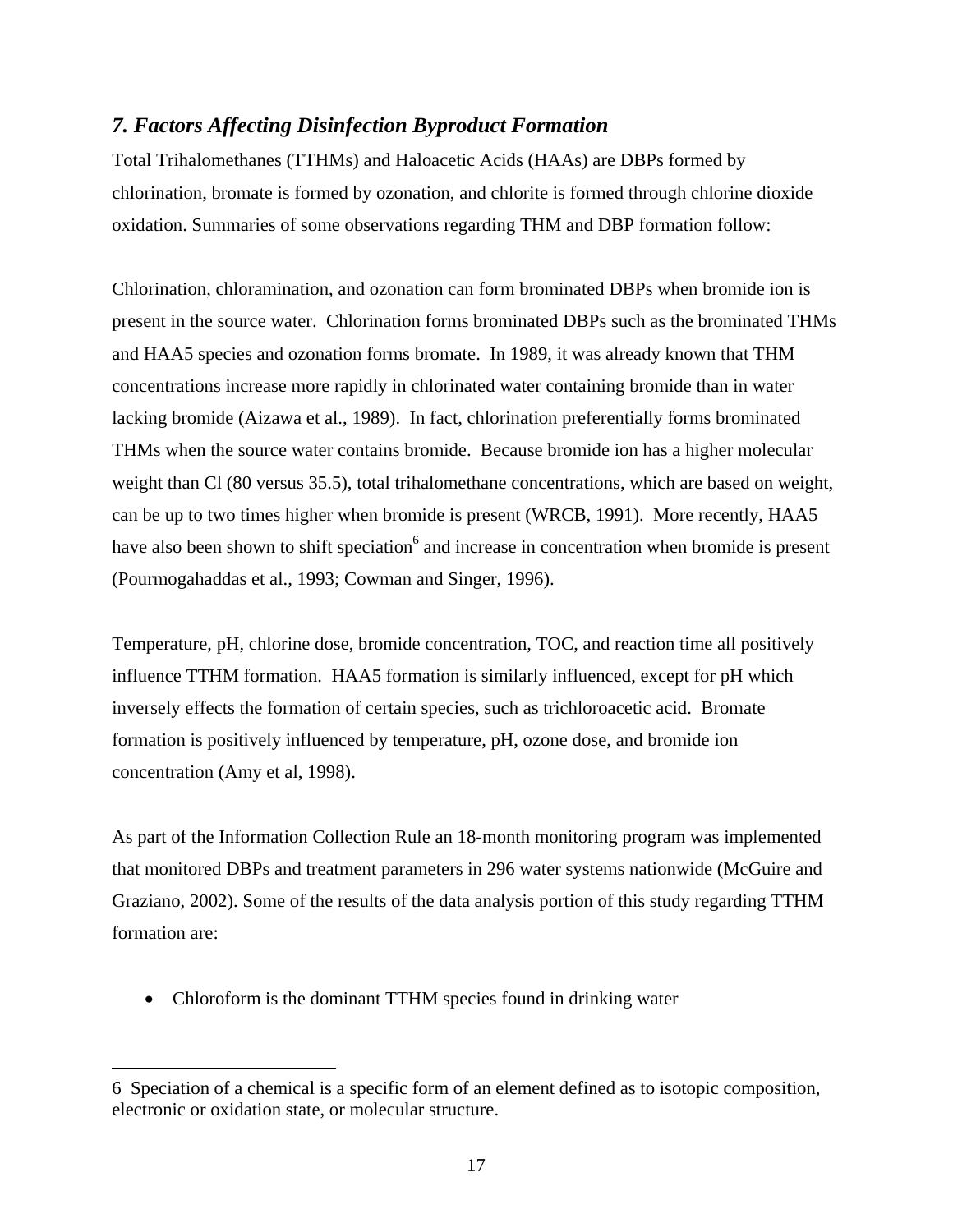## *7. Factors Affecting Disinfection Byproduct Formation*

Total Trihalomethanes (TTHMs) and Haloacetic Acids (HAAs) are DBPs formed by chlorination, bromate is formed by ozonation, and chlorite is formed through chlorine dioxide oxidation. Summaries of some observations regarding THM and DBP formation follow:

Chlorination, chloramination, and ozonation can form brominated DBPs when bromide ion is present in the source water. Chlorination forms brominated DBPs such as the brominated THMs and HAA5 species and ozonation forms bromate. In 1989, it was already known that THM concentrations increase more rapidly in chlorinated water containing bromide than in water lacking bromide (Aizawa et al., 1989). In fact, chlorination preferentially forms brominated THMs when the source water contains bromide. Because bromide ion has a higher molecular weight than Cl (80 versus 35.5), total trihalomethane concentrations, which are based on weight, can be up to two times higher when bromide is present (WRCB, 1991). More recently, HAA5 have also been shown to shift speciation[6] and increase in concentration when bromide is present (Pourmogahaddas et al., 1993; Cowman and Singer, 1996).

Temperature, pH, chlorine dose, bromide concentration, TOC, and reaction time all positively influence TTHM formation. HAA5 formation is similarly influenced, except for pH which inversely effects the formation of certain species, such as trichloroacetic acid. Bromate formation is positively influenced by temperature, pH, ozone dose, and bromide ion concentration (Amy et al, 1998).

As part of the Information Collection Rule an 18-month monitoring program was implemented that monitored DBPs and treatment parameters in 296 water systems nationwide (McGuire and Graziano, 2002). Some of the results of the data analysis portion of this study regarding TTHM formation are:

- Chloroform is the dominant TTHM species found in drinking water

---

6 Speciation of a chemical is a specific form of an element defined as to isotopic composition, electronic or oxidation state, or molecular structure.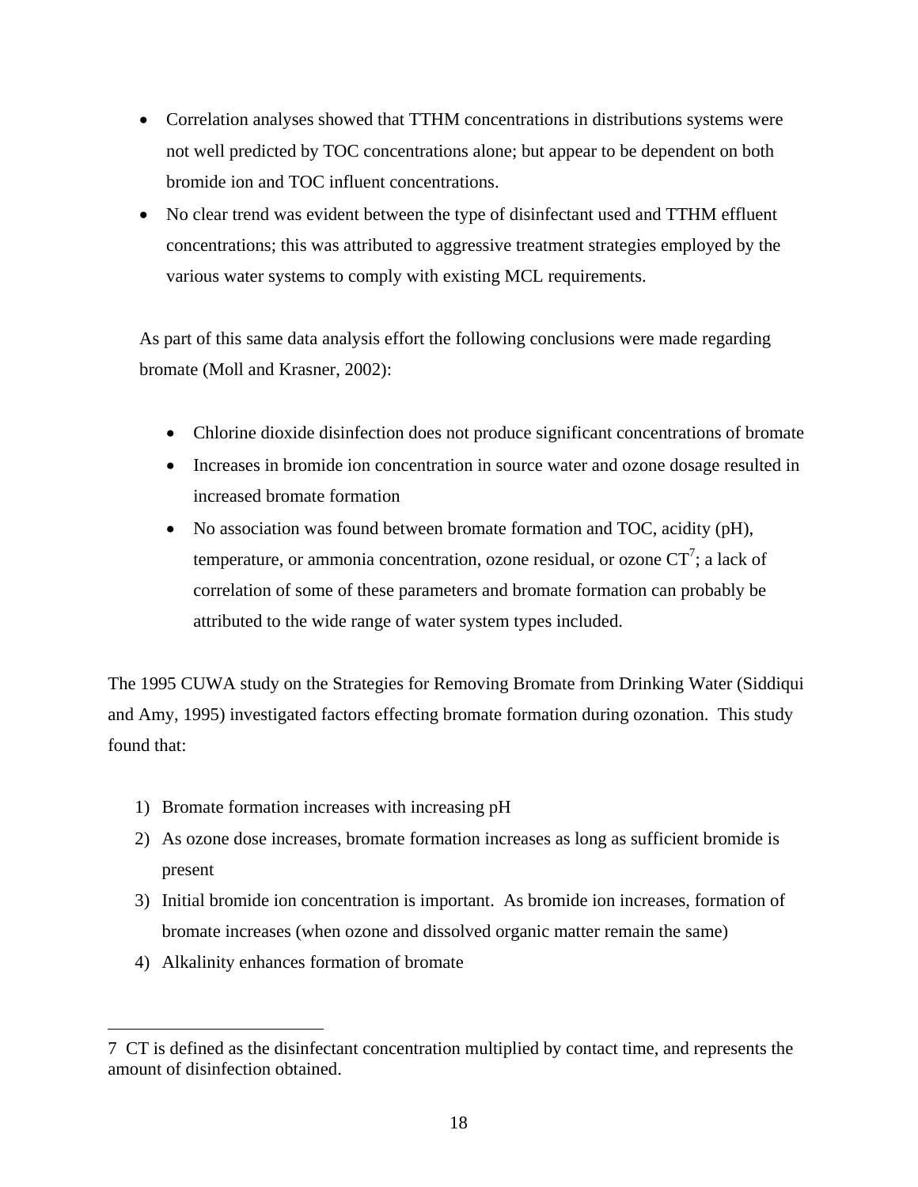- Correlation analyses showed that TTHM concentrations in distributions systems were not well predicted by TOC concentrations alone; but appear to be dependent on both bromide ion and TOC influent concentrations.
- No clear trend was evident between the type of disinfectant used and TTHM effluent concentrations; this was attributed to aggressive treatment strategies employed by the various water systems to comply with existing MCL requirements.

As part of this same data analysis effort the following conclusions were made regarding bromate (Moll and Krasner, 2002):

- Chlorine dioxide disinfection does not produce significant concentrations of bromate
- Increases in bromide ion concentration in source water and ozone dosage resulted in increased bromate formation
- No association was found between bromate formation and TOC, acidity (pH), temperature, or ammonia concentration, ozone residual, or ozone CT[7]; a lack of correlation of some of these parameters and bromate formation can probably be attributed to the wide range of water system types included.

The 1995 CUWA study on the Strategies for Removing Bromate from Drinking Water (Siddiqui and Amy, 1995) investigated factors effecting bromate formation during ozonation. This study found that:

1) Bromate formation increases with increasing pH
2) As ozone dose increases, bromate formation increases as long as sufficient bromide is present
3) Initial bromide ion concentration is important. As bromide ion increases, formation of bromate increases (when ozone and dissolved organic matter remain the same)
4) Alkalinity enhances formation of bromate

---

7 CT is defined as the disinfectant concentration multiplied by contact time, and represents the amount of disinfection obtained.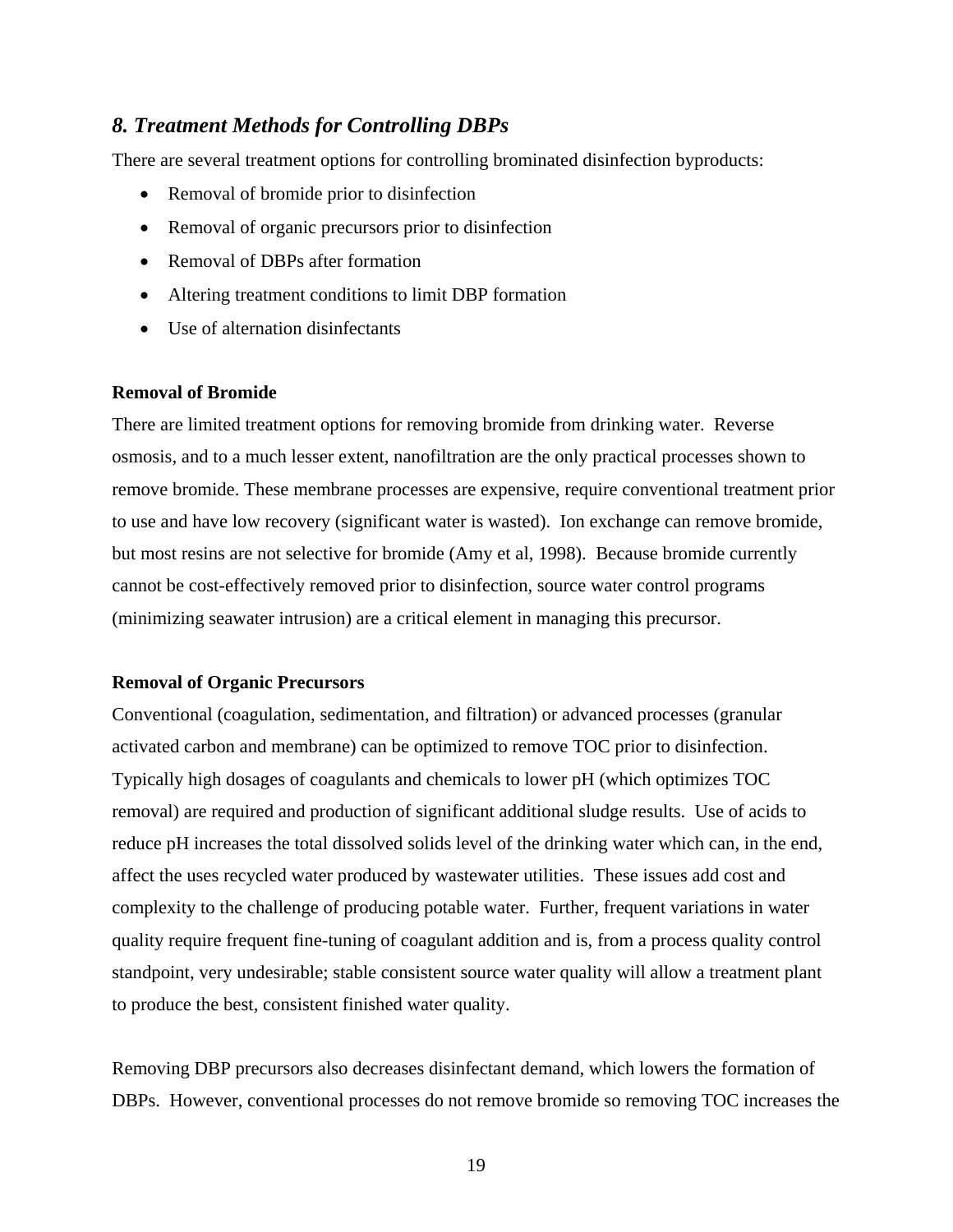## *8. Treatment Methods for Controlling DBPs*

There are several treatment options for controlling brominated disinfection byproducts:

- Removal of bromide prior to disinfection
- Removal of organic precursors prior to disinfection
- Removal of DBPs after formation
- Altering treatment conditions to limit DBP formation
- Use of alternation disinfectants

**Removal of Bromide**

There are limited treatment options for removing bromide from drinking water. Reverse osmosis, and to a much lesser extent, nanofiltration are the only practical processes shown to remove bromide. These membrane processes are expensive, require conventional treatment prior to use and have low recovery (significant water is wasted). Ion exchange can remove bromide, but most resins are not selective for bromide (Amy et al, 1998). Because bromide currently cannot be cost-effectively removed prior to disinfection, source water control programs (minimizing seawater intrusion) are a critical element in managing this precursor.

**Removal of Organic Precursors**

Conventional (coagulation, sedimentation, and filtration) or advanced processes (granular activated carbon and membrane) can be optimized to remove TOC prior to disinfection. Typically high dosages of coagulants and chemicals to lower pH (which optimizes TOC removal) are required and production of significant additional sludge results. Use of acids to reduce pH increases the total dissolved solids level of the drinking water which can, in the end, affect the uses recycled water produced by wastewater utilities. These issues add cost and complexity to the challenge of producing potable water. Further, frequent variations in water quality require frequent fine-tuning of coagulant addition and is, from a process quality control standpoint, very undesirable; stable consistent source water quality will allow a treatment plant to produce the best, consistent finished water quality.

Removing DBP precursors also decreases disinfectant demand, which lowers the formation of DBPs. However, conventional processes do not remove bromide so removing TOC increases the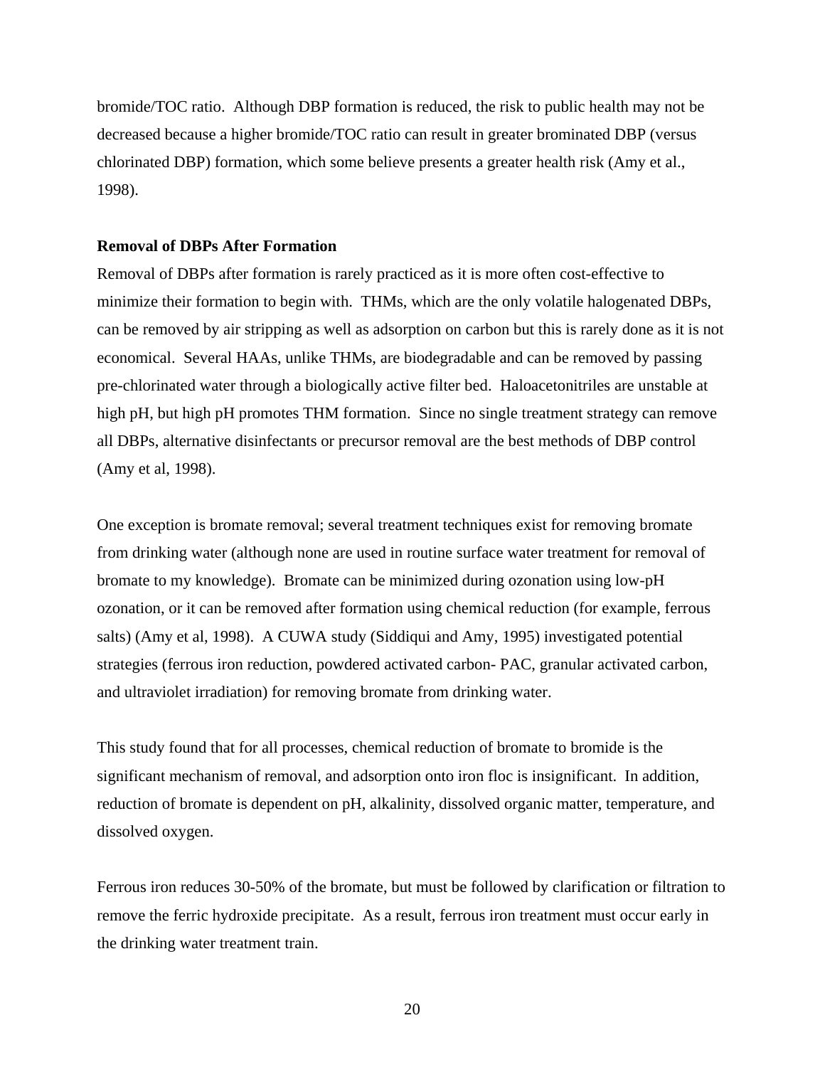bromide/TOC ratio. Although DBP formation is reduced, the risk to public health may not be decreased because a higher bromide/TOC ratio can result in greater brominated DBP (versus chlorinated DBP) formation, which some believe presents a greater health risk (Amy et al., 1998).

**Removal of DBPs After Formation**

Removal of DBPs after formation is rarely practiced as it is more often cost-effective to minimize their formation to begin with. THMs, which are the only volatile halogenated DBPs, can be removed by air stripping as well as adsorption on carbon but this is rarely done as it is not economical. Several HAAs, unlike THMs, are biodegradable and can be removed by passing pre-chlorinated water through a biologically active filter bed. Haloacetonitriles are unstable at high pH, but high pH promotes THM formation. Since no single treatment strategy can remove all DBPs, alternative disinfectants or precursor removal are the best methods of DBP control (Amy et al, 1998).

One exception is bromate removal; several treatment techniques exist for removing bromate from drinking water (although none are used in routine surface water treatment for removal of bromate to my knowledge). Bromate can be minimized during ozonation using low-pH ozonation, or it can be removed after formation using chemical reduction (for example, ferrous salts) (Amy et al, 1998). A CUWA study (Siddiqui and Amy, 1995) investigated potential strategies (ferrous iron reduction, powdered activated carbon- PAC, granular activated carbon, and ultraviolet irradiation) for removing bromate from drinking water.

This study found that for all processes, chemical reduction of bromate to bromide is the significant mechanism of removal, and adsorption onto iron floc is insignificant. In addition, reduction of bromate is dependent on pH, alkalinity, dissolved organic matter, temperature, and dissolved oxygen.

Ferrous iron reduces 30-50% of the bromate, but must be followed by clarification or filtration to remove the ferric hydroxide precipitate. As a result, ferrous iron treatment must occur early in the drinking water treatment train.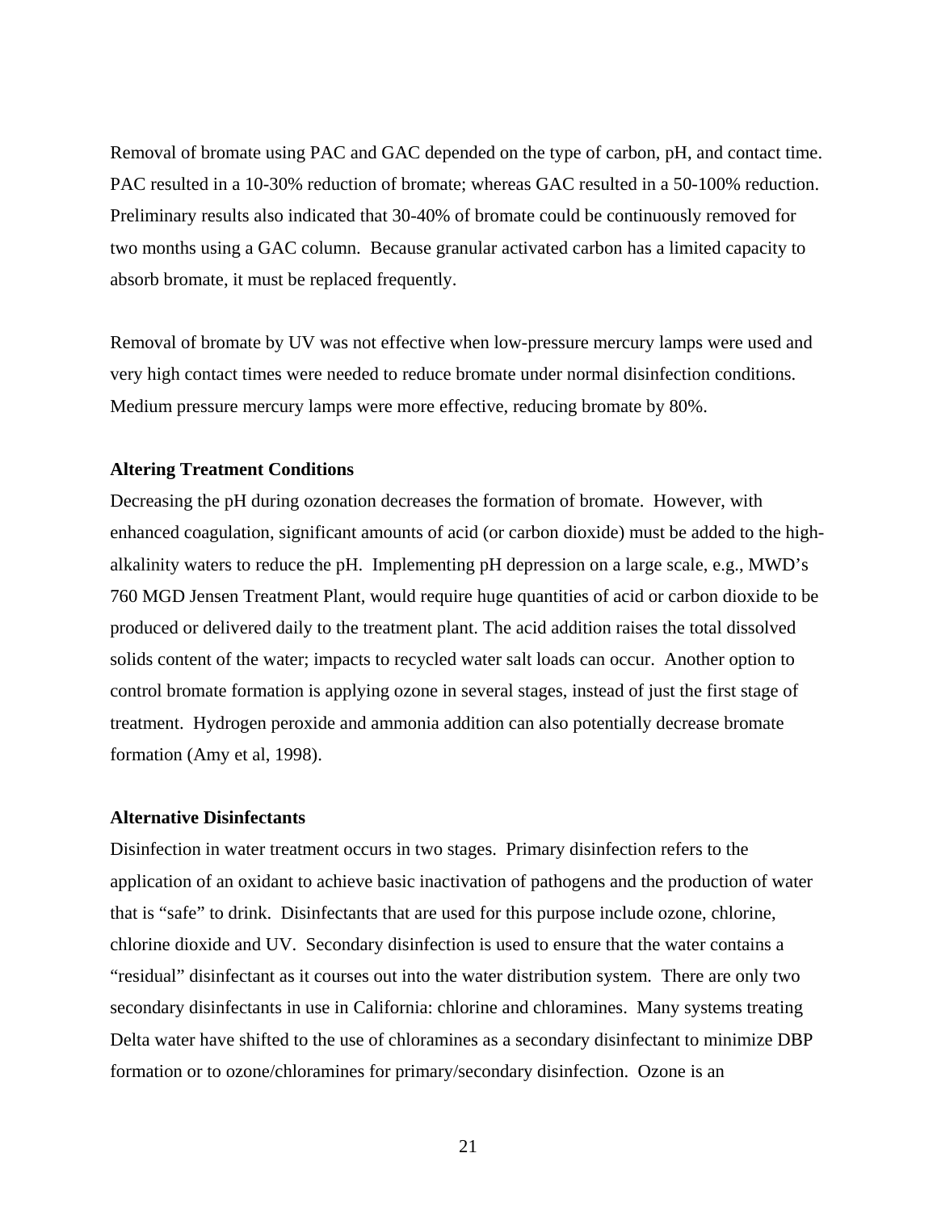Removal of bromate using PAC and GAC depended on the type of carbon, pH, and contact time. PAC resulted in a 10-30% reduction of bromate; whereas GAC resulted in a 50-100% reduction. Preliminary results also indicated that 30-40% of bromate could be continuously removed for two months using a GAC column. Because granular activated carbon has a limited capacity to absorb bromate, it must be replaced frequently.

Removal of bromate by UV was not effective when low-pressure mercury lamps were used and very high contact times were needed to reduce bromate under normal disinfection conditions. Medium pressure mercury lamps were more effective, reducing bromate by 80%.

**Altering Treatment Conditions**

Decreasing the pH during ozonation decreases the formation of bromate. However, with enhanced coagulation, significant amounts of acid (or carbon dioxide) must be added to the high-alkalinity waters to reduce the pH. Implementing pH depression on a large scale, e.g., MWD's 760 MGD Jensen Treatment Plant, would require huge quantities of acid or carbon dioxide to be produced or delivered daily to the treatment plant. The acid addition raises the total dissolved solids content of the water; impacts to recycled water salt loads can occur. Another option to control bromate formation is applying ozone in several stages, instead of just the first stage of treatment. Hydrogen peroxide and ammonia addition can also potentially decrease bromate formation (Amy et al, 1998).

**Alternative Disinfectants**

Disinfection in water treatment occurs in two stages. Primary disinfection refers to the application of an oxidant to achieve basic inactivation of pathogens and the production of water that is "safe" to drink. Disinfectants that are used for this purpose include ozone, chlorine, chlorine dioxide and UV. Secondary disinfection is used to ensure that the water contains a "residual" disinfectant as it courses out into the water distribution system. There are only two secondary disinfectants in use in California: chlorine and chloramines. Many systems treating Delta water have shifted to the use of chloramines as a secondary disinfectant to minimize DBP formation or to ozone/chloramines for primary/secondary disinfection. Ozone is an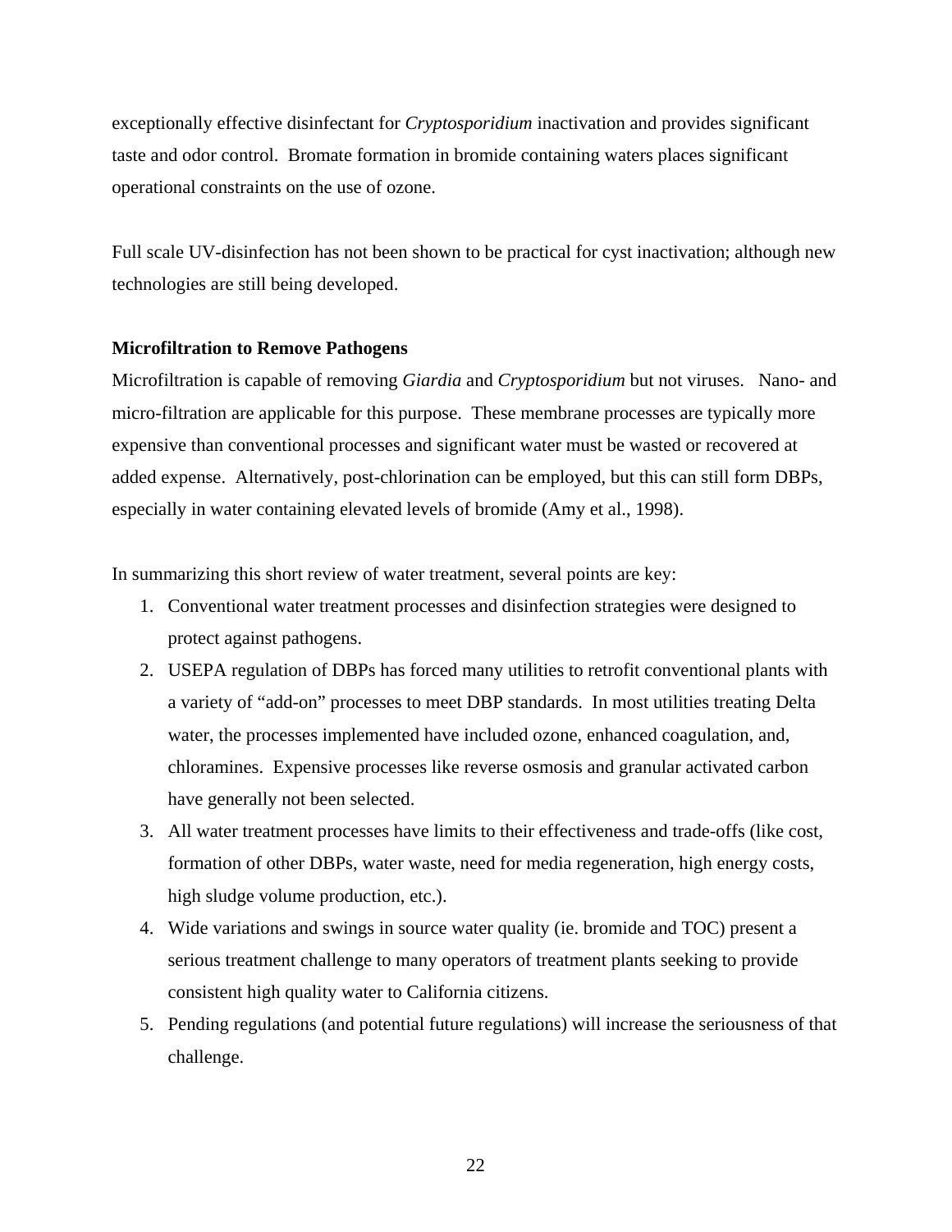exceptionally effective disinfectant for *Cryptosporidium* inactivation and provides significant taste and odor control. Bromate formation in bromide containing waters places significant operational constraints on the use of ozone.

Full scale UV-disinfection has not been shown to be practical for cyst inactivation; although new technologies are still being developed.

**Microfiltration to Remove Pathogens**

Microfiltration is capable of removing *Giardia* and *Cryptosporidium* but not viruses. Nano- and micro-filtration are applicable for this purpose. These membrane processes are typically more expensive than conventional processes and significant water must be wasted or recovered at added expense. Alternatively, post-chlorination can be employed, but this can still form DBPs, especially in water containing elevated levels of bromide (Amy et al., 1998).

In summarizing this short review of water treatment, several points are key:

1. Conventional water treatment processes and disinfection strategies were designed to protect against pathogens.
2. USEPA regulation of DBPs has forced many utilities to retrofit conventional plants with a variety of "add-on" processes to meet DBP standards. In most utilities treating Delta water, the processes implemented have included ozone, enhanced coagulation, and, chloramines. Expensive processes like reverse osmosis and granular activated carbon have generally not been selected.
3. All water treatment processes have limits to their effectiveness and trade-offs (like cost, formation of other DBPs, water waste, need for media regeneration, high energy costs, high sludge volume production, etc.).
4. Wide variations and swings in source water quality (ie. bromide and TOC) present a serious treatment challenge to many operators of treatment plants seeking to provide consistent high quality water to California citizens.
5. Pending regulations (and potential future regulations) will increase the seriousness of that challenge.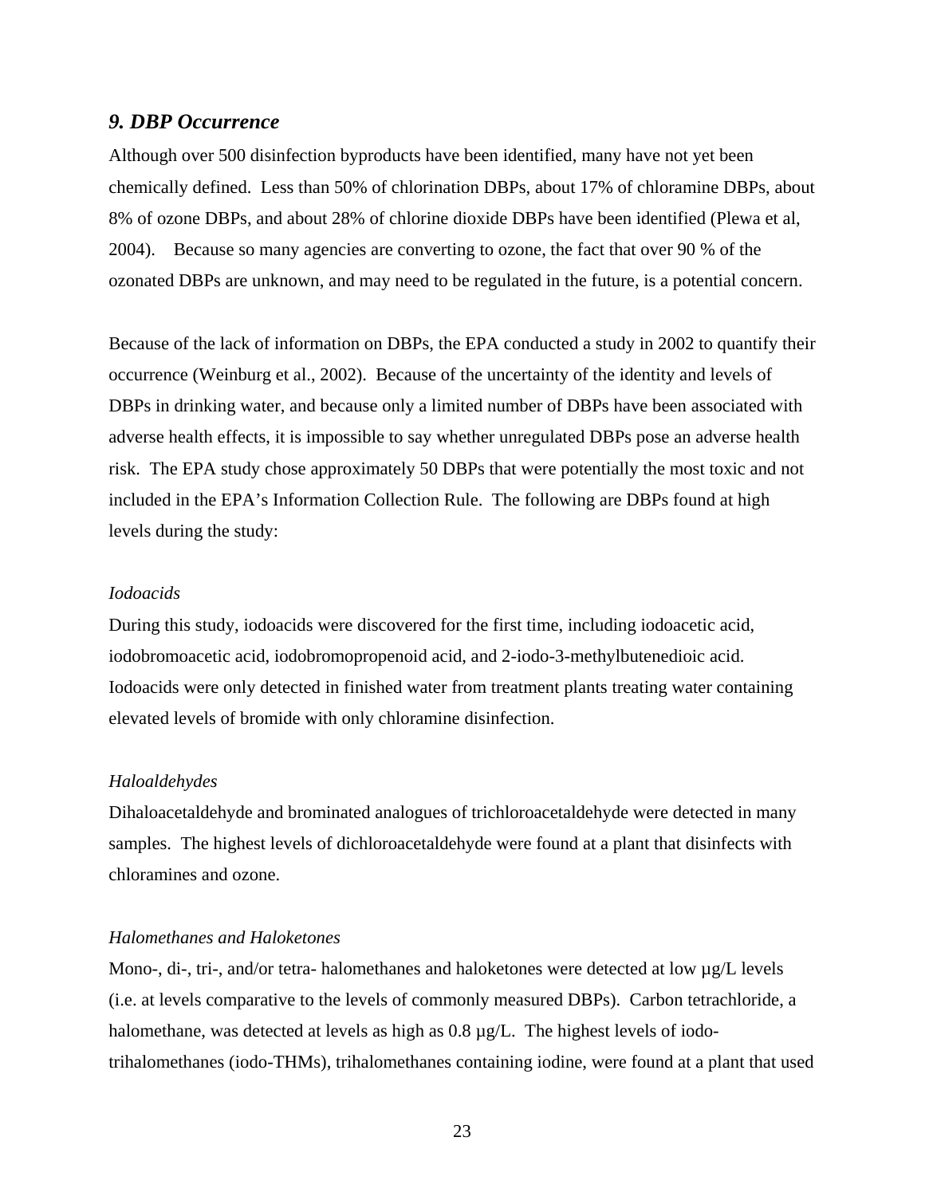## *9. DBP Occurrence*

Although over 500 disinfection byproducts have been identified, many have not yet been chemically defined. Less than 50% of chlorination DBPs, about 17% of chloramine DBPs, about 8% of ozone DBPs, and about 28% of chlorine dioxide DBPs have been identified (Plewa et al, 2004). Because so many agencies are converting to ozone, the fact that over 90 % of the ozonated DBPs are unknown, and may need to be regulated in the future, is a potential concern.

Because of the lack of information on DBPs, the EPA conducted a study in 2002 to quantify their occurrence (Weinburg et al., 2002). Because of the uncertainty of the identity and levels of DBPs in drinking water, and because only a limited number of DBPs have been associated with adverse health effects, it is impossible to say whether unregulated DBPs pose an adverse health risk. The EPA study chose approximately 50 DBPs that were potentially the most toxic and not included in the EPA's Information Collection Rule. The following are DBPs found at high levels during the study:

*Iodoacids*

During this study, iodoacids were discovered for the first time, including iodoacetic acid, iodobromoacetic acid, iodobromopropenoid acid, and 2-iodo-3-methylbutenedioic acid. Iodoacids were only detected in finished water from treatment plants treating water containing elevated levels of bromide with only chloramine disinfection.

*Haloaldehydes*

Dihaloacetaldehyde and brominated analogues of trichloroacetaldehyde were detected in many samples. The highest levels of dichloroacetaldehyde were found at a plant that disinfects with chloramines and ozone.

*Halomethanes and Haloketones*

Mono-, di-, tri-, and/or tetra- halomethanes and haloketones were detected at low µg/L levels (i.e. at levels comparative to the levels of commonly measured DBPs). Carbon tetrachloride, a halomethane, was detected at levels as high as 0.8 µg/L. The highest levels of iodo-trihalomethanes (iodo-THMs), trihalomethanes containing iodine, were found at a plant that used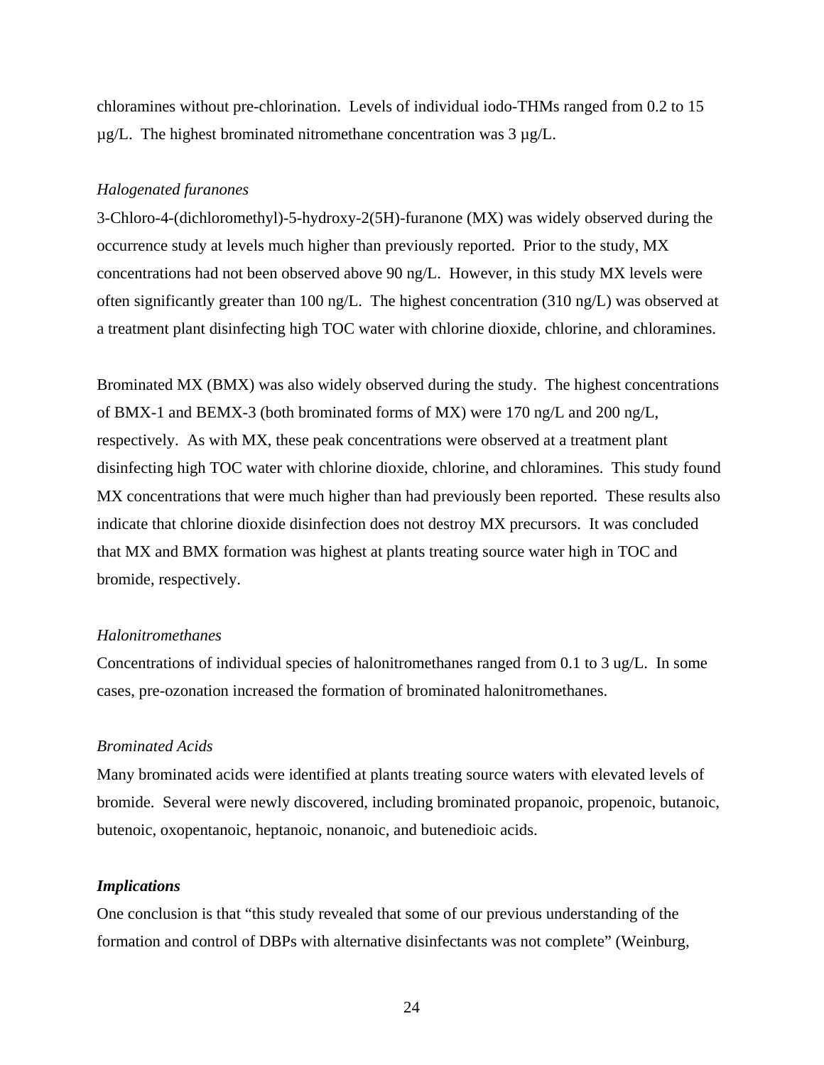chloramines without pre-chlorination. Levels of individual iodo-THMs ranged from 0.2 to 15 µg/L. The highest brominated nitromethane concentration was 3 µg/L.

*Halogenated furanones*

3-Chloro-4-(dichloromethyl)-5-hydroxy-2(5H)-furanone (MX) was widely observed during the occurrence study at levels much higher than previously reported. Prior to the study, MX concentrations had not been observed above 90 ng/L. However, in this study MX levels were often significantly greater than 100 ng/L. The highest concentration (310 ng/L) was observed at a treatment plant disinfecting high TOC water with chlorine dioxide, chlorine, and chloramines.

Brominated MX (BMX) was also widely observed during the study. The highest concentrations of BMX-1 and BEMX-3 (both brominated forms of MX) were 170 ng/L and 200 ng/L, respectively. As with MX, these peak concentrations were observed at a treatment plant disinfecting high TOC water with chlorine dioxide, chlorine, and chloramines. This study found MX concentrations that were much higher than had previously been reported. These results also indicate that chlorine dioxide disinfection does not destroy MX precursors. It was concluded that MX and BMX formation was highest at plants treating source water high in TOC and bromide, respectively.

*Halonitromethanes*

Concentrations of individual species of halonitromethanes ranged from 0.1 to 3 ug/L. In some cases, pre-ozonation increased the formation of brominated halonitromethanes.

*Brominated Acids*

Many brominated acids were identified at plants treating source waters with elevated levels of bromide. Several were newly discovered, including brominated propanoic, propenoic, butanoic, butenoic, oxopentanoic, heptanoic, nonanoic, and butenedioic acids.

***Implications***

One conclusion is that "this study revealed that some of our previous understanding of the formation and control of DBPs with alternative disinfectants was not complete" (Weinburg,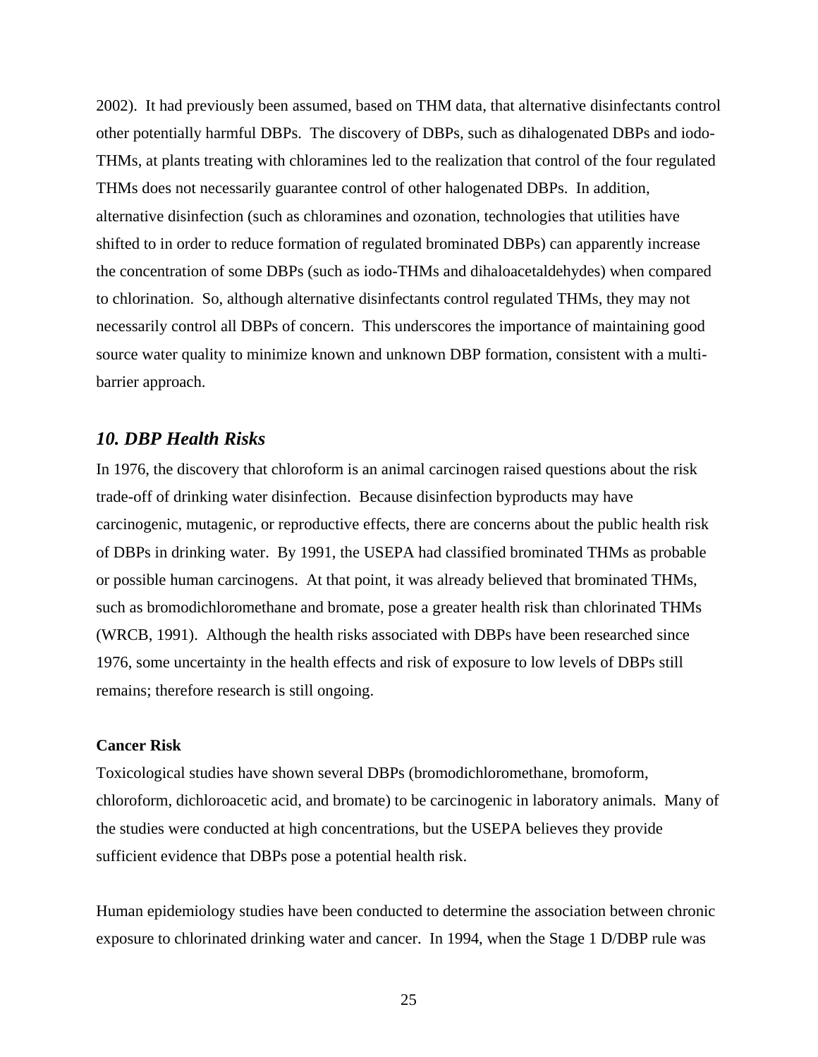2002). It had previously been assumed, based on THM data, that alternative disinfectants control other potentially harmful DBPs. The discovery of DBPs, such as dihalogenated DBPs and iodo-THMs, at plants treating with chloramines led to the realization that control of the four regulated THMs does not necessarily guarantee control of other halogenated DBPs. In addition, alternative disinfection (such as chloramines and ozonation, technologies that utilities have shifted to in order to reduce formation of regulated brominated DBPs) can apparently increase the concentration of some DBPs (such as iodo-THMs and dihaloacetaldehydes) when compared to chlorination. So, although alternative disinfectants control regulated THMs, they may not necessarily control all DBPs of concern. This underscores the importance of maintaining good source water quality to minimize known and unknown DBP formation, consistent with a multi-barrier approach.

## *10. DBP Health Risks*

In 1976, the discovery that chloroform is an animal carcinogen raised questions about the risk trade-off of drinking water disinfection. Because disinfection byproducts may have carcinogenic, mutagenic, or reproductive effects, there are concerns about the public health risk of DBPs in drinking water. By 1991, the USEPA had classified brominated THMs as probable or possible human carcinogens. At that point, it was already believed that brominated THMs, such as bromodichloromethane and bromate, pose a greater health risk than chlorinated THMs (WRCB, 1991). Although the health risks associated with DBPs have been researched since 1976, some uncertainty in the health effects and risk of exposure to low levels of DBPs still remains; therefore research is still ongoing.

**Cancer Risk**

Toxicological studies have shown several DBPs (bromodichloromethane, bromoform, chloroform, dichloroacetic acid, and bromate) to be carcinogenic in laboratory animals. Many of the studies were conducted at high concentrations, but the USEPA believes they provide sufficient evidence that DBPs pose a potential health risk.

Human epidemiology studies have been conducted to determine the association between chronic exposure to chlorinated drinking water and cancer. In 1994, when the Stage 1 D/DBP rule was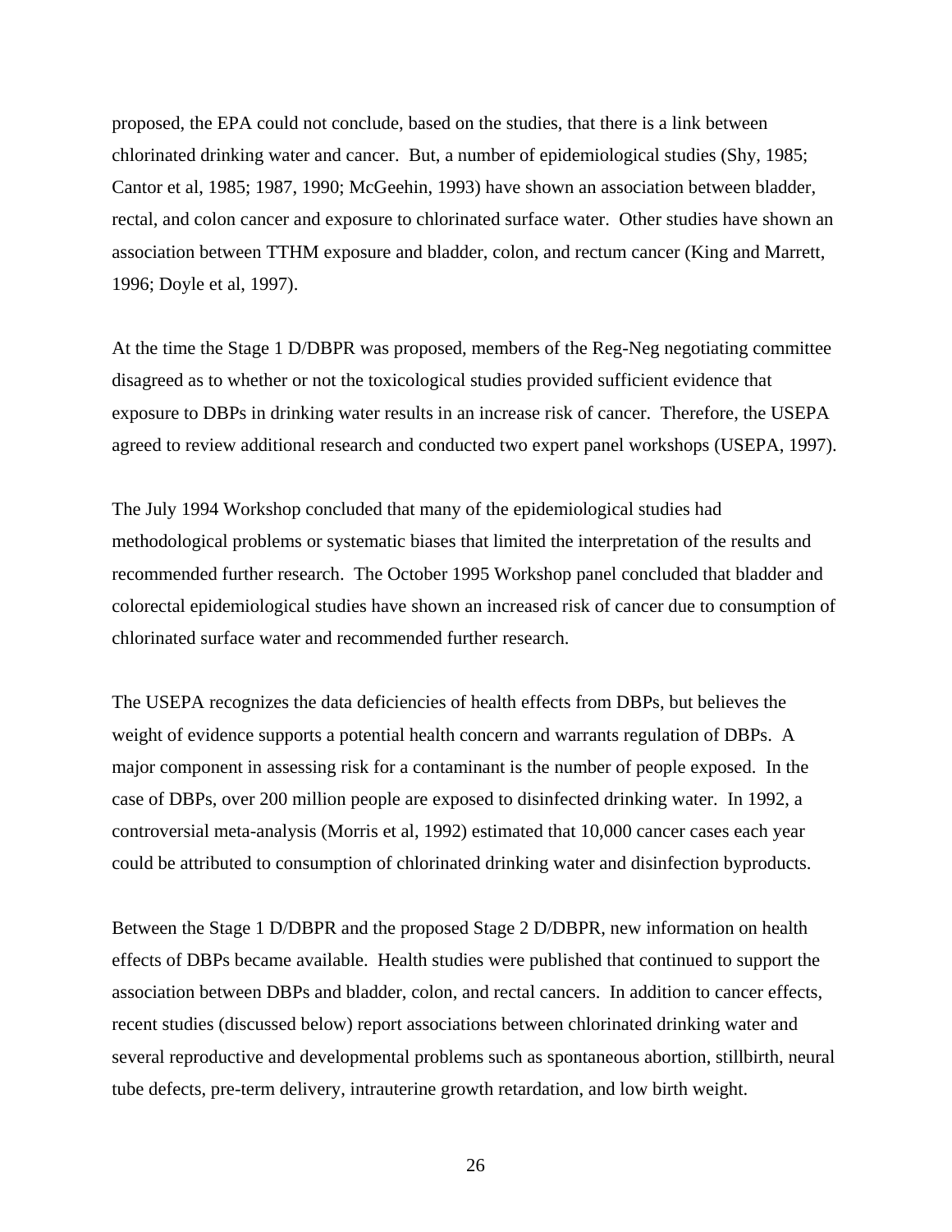proposed, the EPA could not conclude, based on the studies, that there is a link between chlorinated drinking water and cancer. But, a number of epidemiological studies (Shy, 1985; Cantor et al, 1985; 1987, 1990; McGeehin, 1993) have shown an association between bladder, rectal, and colon cancer and exposure to chlorinated surface water. Other studies have shown an association between TTHM exposure and bladder, colon, and rectum cancer (King and Marrett, 1996; Doyle et al, 1997).

At the time the Stage 1 D/DBPR was proposed, members of the Reg-Neg negotiating committee disagreed as to whether or not the toxicological studies provided sufficient evidence that exposure to DBPs in drinking water results in an increase risk of cancer. Therefore, the USEPA agreed to review additional research and conducted two expert panel workshops (USEPA, 1997).

The July 1994 Workshop concluded that many of the epidemiological studies had methodological problems or systematic biases that limited the interpretation of the results and recommended further research. The October 1995 Workshop panel concluded that bladder and colorectal epidemiological studies have shown an increased risk of cancer due to consumption of chlorinated surface water and recommended further research.

The USEPA recognizes the data deficiencies of health effects from DBPs, but believes the weight of evidence supports a potential health concern and warrants regulation of DBPs. A major component in assessing risk for a contaminant is the number of people exposed. In the case of DBPs, over 200 million people are exposed to disinfected drinking water. In 1992, a controversial meta-analysis (Morris et al, 1992) estimated that 10,000 cancer cases each year could be attributed to consumption of chlorinated drinking water and disinfection byproducts.

Between the Stage 1 D/DBPR and the proposed Stage 2 D/DBPR, new information on health effects of DBPs became available. Health studies were published that continued to support the association between DBPs and bladder, colon, and rectal cancers. In addition to cancer effects, recent studies (discussed below) report associations between chlorinated drinking water and several reproductive and developmental problems such as spontaneous abortion, stillbirth, neural tube defects, pre-term delivery, intrauterine growth retardation, and low birth weight.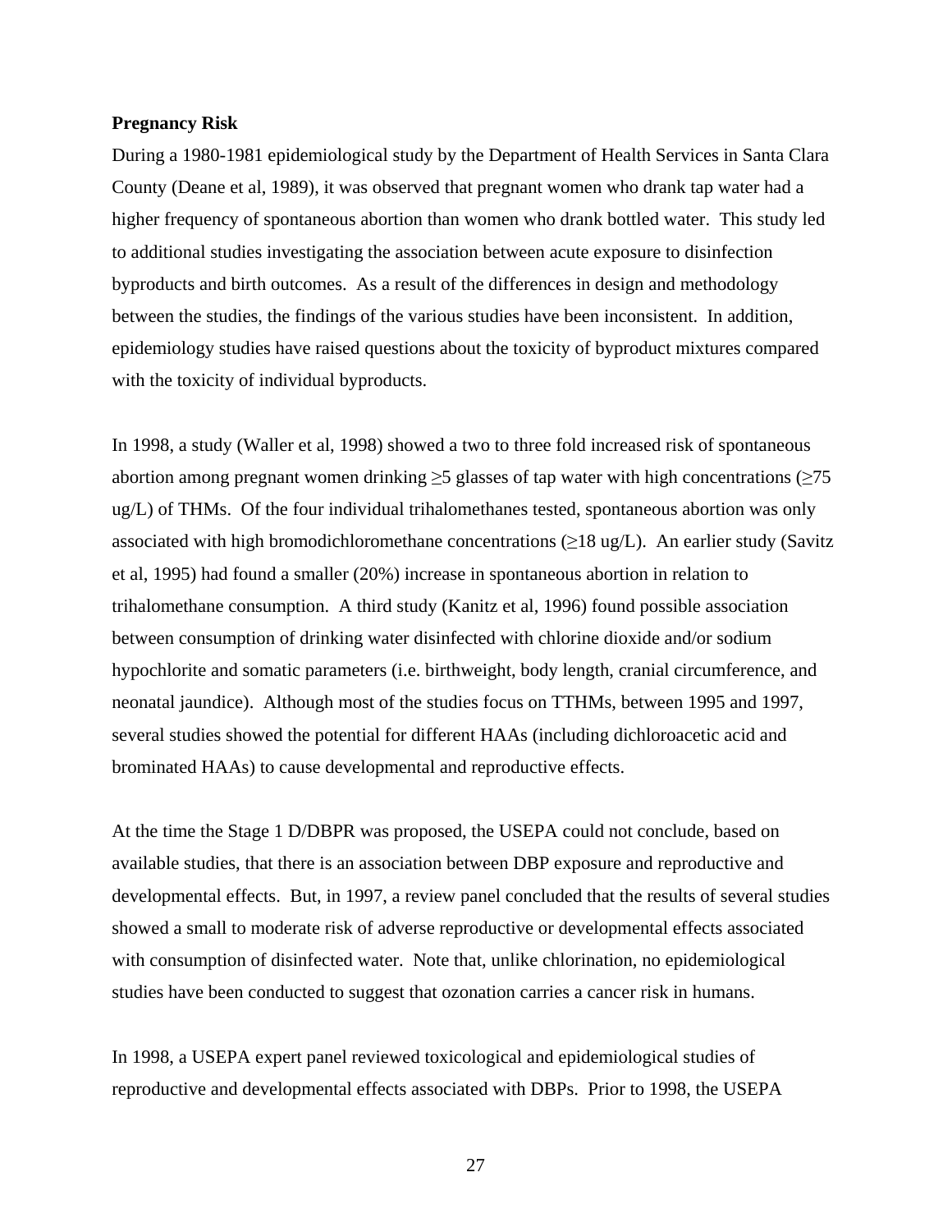**Pregnancy Risk**

During a 1980-1981 epidemiological study by the Department of Health Services in Santa Clara County (Deane et al, 1989), it was observed that pregnant women who drank tap water had a higher frequency of spontaneous abortion than women who drank bottled water. This study led to additional studies investigating the association between acute exposure to disinfection byproducts and birth outcomes. As a result of the differences in design and methodology between the studies, the findings of the various studies have been inconsistent. In addition, epidemiology studies have raised questions about the toxicity of byproduct mixtures compared with the toxicity of individual byproducts.

In 1998, a study (Waller et al, 1998) showed a two to three fold increased risk of spontaneous abortion among pregnant women drinking ≥5 glasses of tap water with high concentrations (≥75 ug/L) of THMs. Of the four individual trihalomethanes tested, spontaneous abortion was only associated with high bromodichloromethane concentrations (≥18 ug/L). An earlier study (Savitz et al, 1995) had found a smaller (20%) increase in spontaneous abortion in relation to trihalomethane consumption. A third study (Kanitz et al, 1996) found possible association between consumption of drinking water disinfected with chlorine dioxide and/or sodium hypochlorite and somatic parameters (i.e. birthweight, body length, cranial circumference, and neonatal jaundice). Although most of the studies focus on TTHMs, between 1995 and 1997, several studies showed the potential for different HAAs (including dichloroacetic acid and brominated HAAs) to cause developmental and reproductive effects.

At the time the Stage 1 D/DBPR was proposed, the USEPA could not conclude, based on available studies, that there is an association between DBP exposure and reproductive and developmental effects. But, in 1997, a review panel concluded that the results of several studies showed a small to moderate risk of adverse reproductive or developmental effects associated with consumption of disinfected water. Note that, unlike chlorination, no epidemiological studies have been conducted to suggest that ozonation carries a cancer risk in humans.

In 1998, a USEPA expert panel reviewed toxicological and epidemiological studies of reproductive and developmental effects associated with DBPs. Prior to 1998, the USEPA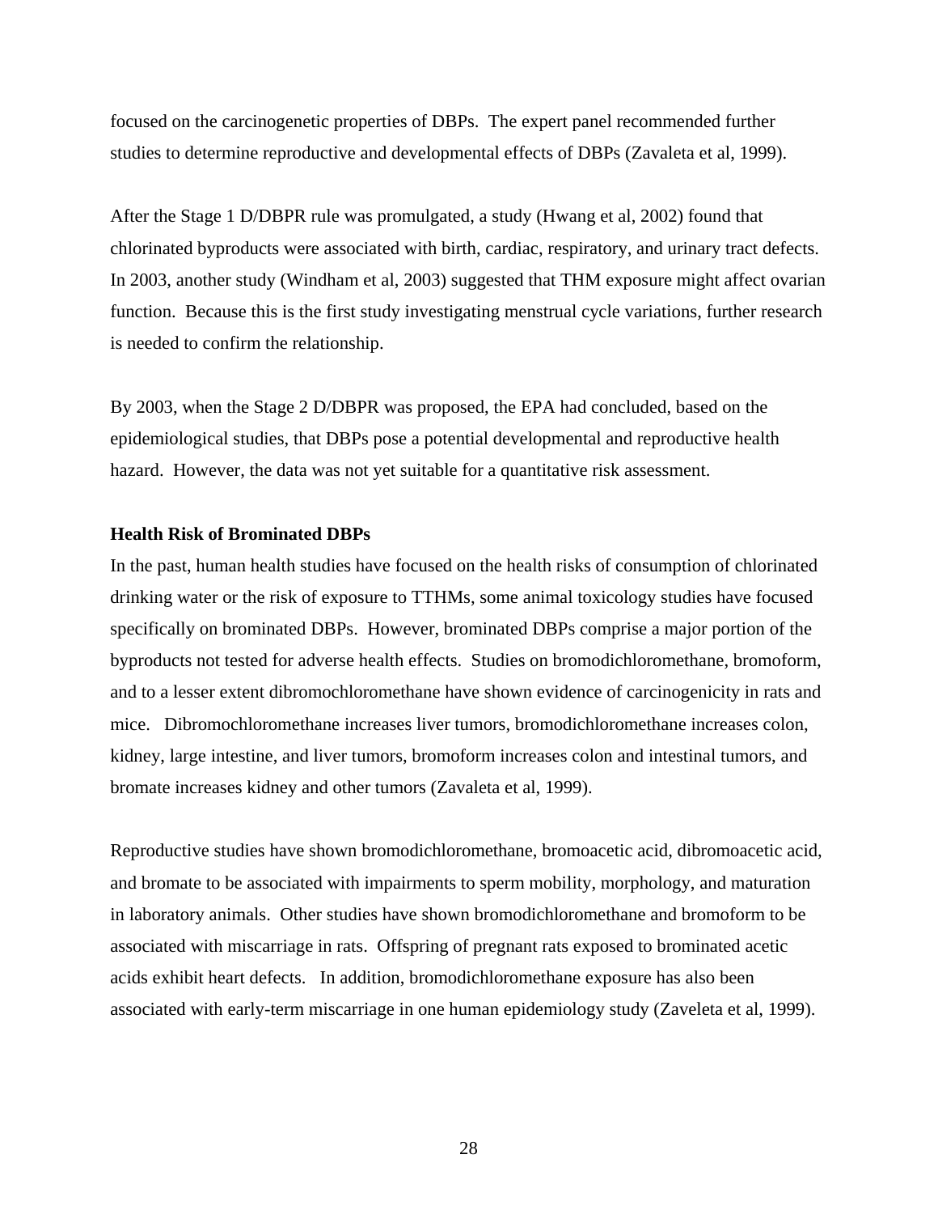focused on the carcinogenetic properties of DBPs.  The expert panel recommended further studies to determine reproductive and developmental effects of DBPs (Zavaleta et al, 1999).

After the Stage 1 D/DBPR rule was promulgated, a study (Hwang et al, 2002) found that chlorinated byproducts were associated with birth, cardiac, respiratory, and urinary tract defects. In 2003, another study (Windham et al, 2003) suggested that THM exposure might affect ovarian function.  Because this is the first study investigating menstrual cycle variations, further research is needed to confirm the relationship.

By 2003, when the Stage 2 D/DBPR was proposed, the EPA had concluded, based on the epidemiological studies, that DBPs pose a potential developmental and reproductive health hazard.  However, the data was not yet suitable for a quantitative risk assessment.

**Health Risk of Brominated DBPs**

In the past, human health studies have focused on the health risks of consumption of chlorinated drinking water or the risk of exposure to TTHMs, some animal toxicology studies have focused specifically on brominated DBPs.  However, brominated DBPs comprise a major portion of the byproducts not tested for adverse health effects.  Studies on bromodichloromethane, bromoform, and to a lesser extent dibromochloromethane have shown evidence of carcinogenicity in rats and mice.   Dibromochloromethane increases liver tumors, bromodichloromethane increases colon, kidney, large intestine, and liver tumors, bromoform increases colon and intestinal tumors, and bromate increases kidney and other tumors (Zavaleta et al, 1999).

Reproductive studies have shown bromodichloromethane, bromoacetic acid, dibromoacetic acid, and bromate to be associated with impairments to sperm mobility, morphology, and maturation in laboratory animals.  Other studies have shown bromodichloromethane and bromoform to be associated with miscarriage in rats.  Offspring of pregnant rats exposed to brominated acetic acids exhibit heart defects.   In addition, bromodichloromethane exposure has also been associated with early-term miscarriage in one human epidemiology study (Zaveleta et al, 1999).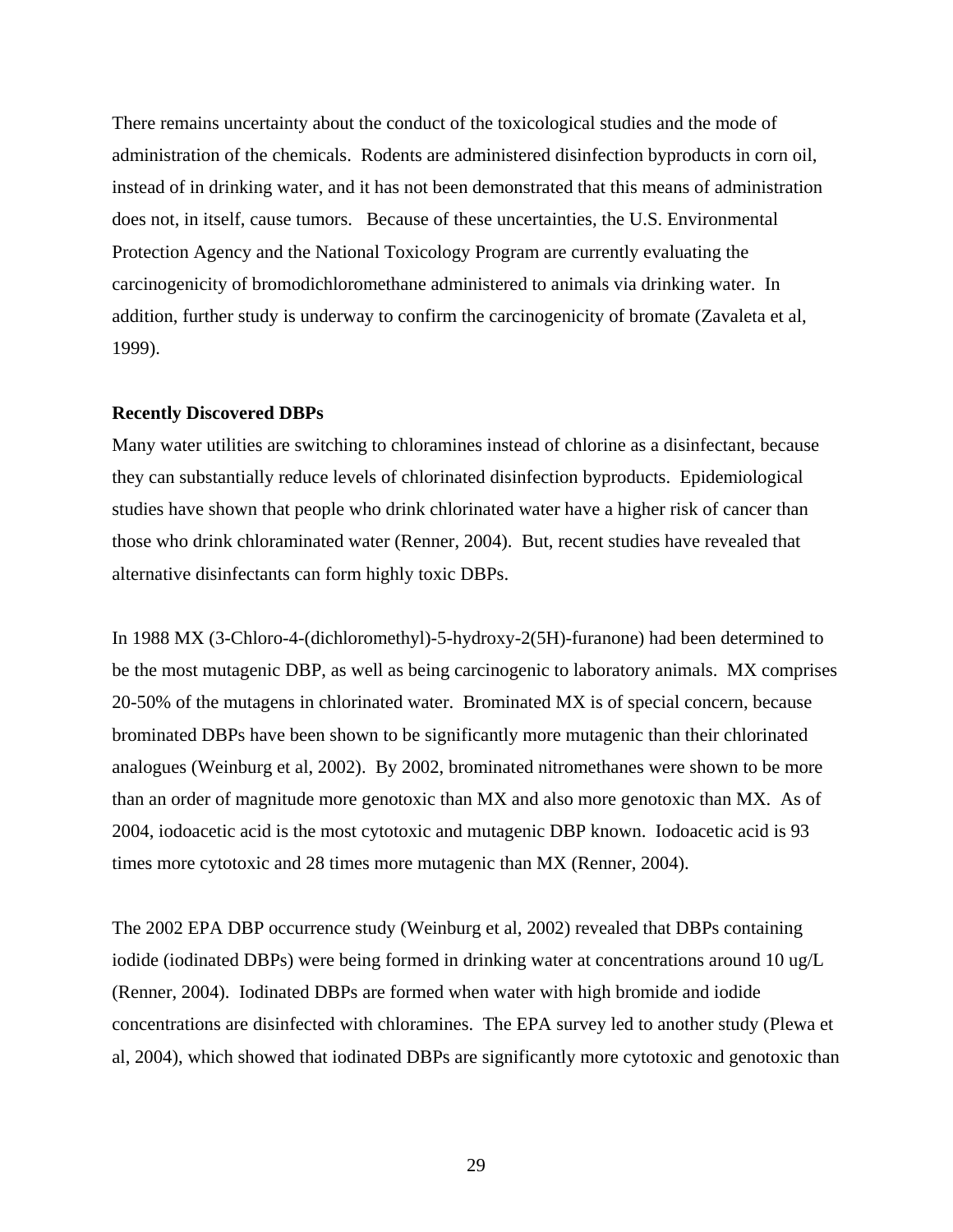There remains uncertainty about the conduct of the toxicological studies and the mode of administration of the chemicals. Rodents are administered disinfection byproducts in corn oil, instead of in drinking water, and it has not been demonstrated that this means of administration does not, in itself, cause tumors. Because of these uncertainties, the U.S. Environmental Protection Agency and the National Toxicology Program are currently evaluating the carcinogenicity of bromodichloromethane administered to animals via drinking water. In addition, further study is underway to confirm the carcinogenicity of bromate (Zavaleta et al, 1999).

**Recently Discovered DBPs**

Many water utilities are switching to chloramines instead of chlorine as a disinfectant, because they can substantially reduce levels of chlorinated disinfection byproducts. Epidemiological studies have shown that people who drink chlorinated water have a higher risk of cancer than those who drink chloraminated water (Renner, 2004). But, recent studies have revealed that alternative disinfectants can form highly toxic DBPs.

In 1988 MX (3-Chloro-4-(dichloromethyl)-5-hydroxy-2(5H)-furanone) had been determined to be the most mutagenic DBP, as well as being carcinogenic to laboratory animals. MX comprises 20-50% of the mutagens in chlorinated water. Brominated MX is of special concern, because brominated DBPs have been shown to be significantly more mutagenic than their chlorinated analogues (Weinburg et al, 2002). By 2002, brominated nitromethanes were shown to be more than an order of magnitude more genotoxic than MX and also more genotoxic than MX. As of 2004, iodoacetic acid is the most cytotoxic and mutagenic DBP known. Iodoacetic acid is 93 times more cytotoxic and 28 times more mutagenic than MX (Renner, 2004).

The 2002 EPA DBP occurrence study (Weinburg et al, 2002) revealed that DBPs containing iodide (iodinated DBPs) were being formed in drinking water at concentrations around 10 ug/L (Renner, 2004). Iodinated DBPs are formed when water with high bromide and iodide concentrations are disinfected with chloramines. The EPA survey led to another study (Plewa et al, 2004), which showed that iodinated DBPs are significantly more cytotoxic and genotoxic than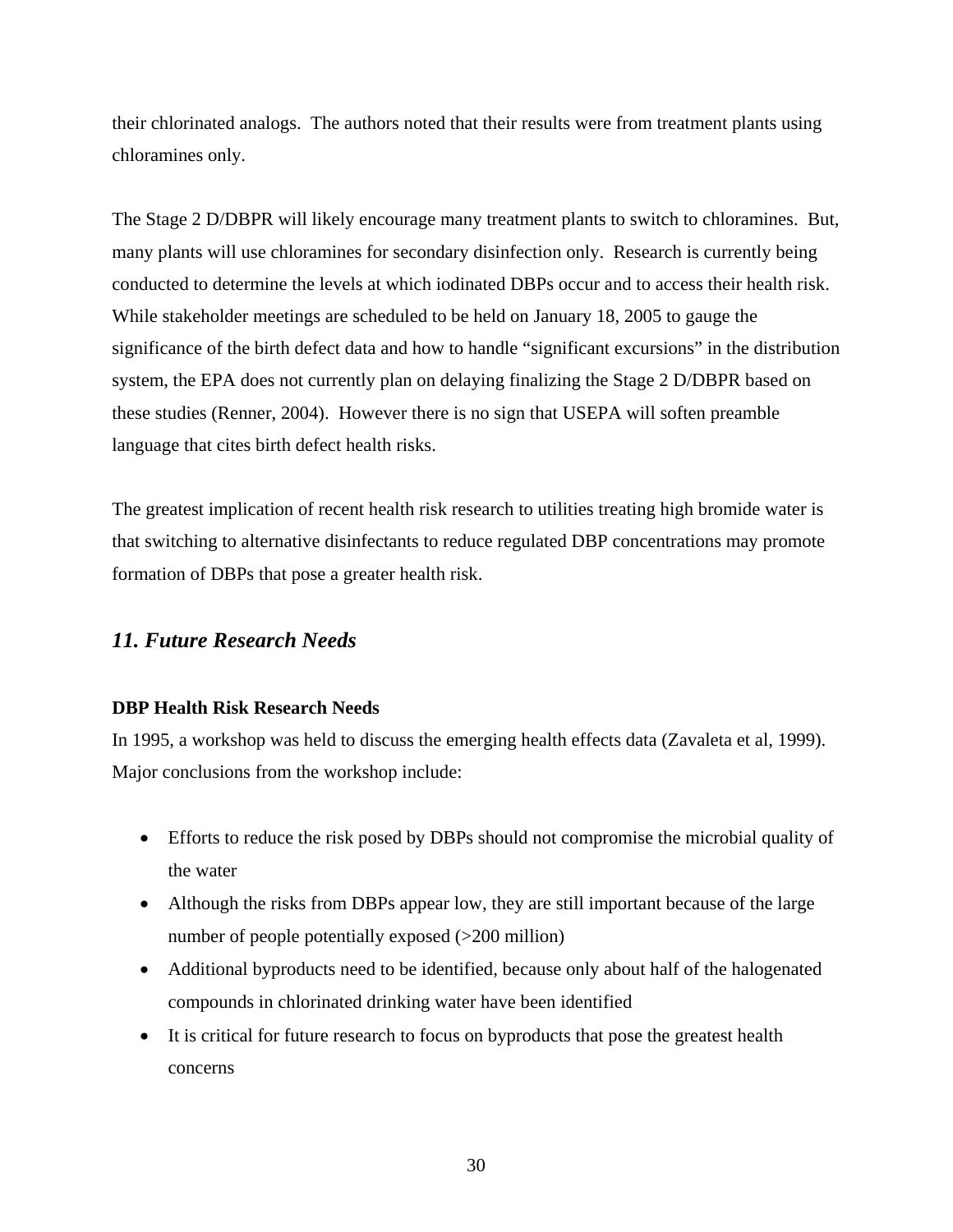their chlorinated analogs. The authors noted that their results were from treatment plants using chloramines only.

The Stage 2 D/DBPR will likely encourage many treatment plants to switch to chloramines. But, many plants will use chloramines for secondary disinfection only. Research is currently being conducted to determine the levels at which iodinated DBPs occur and to access their health risk. While stakeholder meetings are scheduled to be held on January 18, 2005 to gauge the significance of the birth defect data and how to handle "significant excursions" in the distribution system, the EPA does not currently plan on delaying finalizing the Stage 2 D/DBPR based on these studies (Renner, 2004). However there is no sign that USEPA will soften preamble language that cites birth defect health risks.

The greatest implication of recent health risk research to utilities treating high bromide water is that switching to alternative disinfectants to reduce regulated DBP concentrations may promote formation of DBPs that pose a greater health risk.

## *11. Future Research Needs*

**DBP Health Risk Research Needs**

In 1995, a workshop was held to discuss the emerging health effects data (Zavaleta et al, 1999). Major conclusions from the workshop include:

- Efforts to reduce the risk posed by DBPs should not compromise the microbial quality of the water
- Although the risks from DBPs appear low, they are still important because of the large number of people potentially exposed (>200 million)
- Additional byproducts need to be identified, because only about half of the halogenated compounds in chlorinated drinking water have been identified
- It is critical for future research to focus on byproducts that pose the greatest health concerns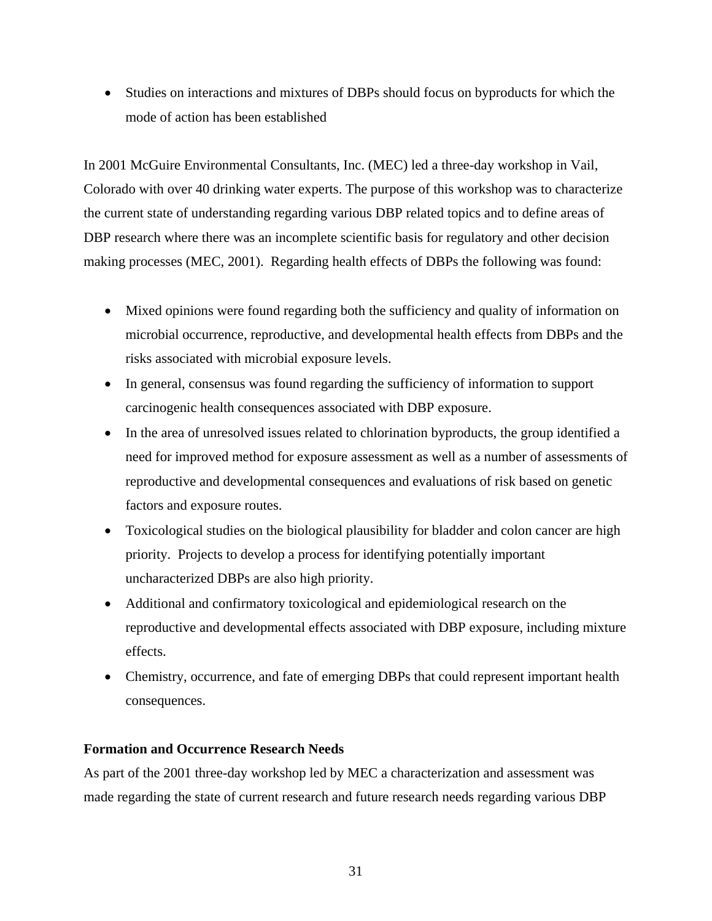- Studies on interactions and mixtures of DBPs should focus on byproducts for which the mode of action has been established

In 2001 McGuire Environmental Consultants, Inc. (MEC) led a three-day workshop in Vail, Colorado with over 40 drinking water experts. The purpose of this workshop was to characterize the current state of understanding regarding various DBP related topics and to define areas of DBP research where there was an incomplete scientific basis for regulatory and other decision making processes (MEC, 2001). Regarding health effects of DBPs the following was found:

- Mixed opinions were found regarding both the sufficiency and quality of information on microbial occurrence, reproductive, and developmental health effects from DBPs and the risks associated with microbial exposure levels.
- In general, consensus was found regarding the sufficiency of information to support carcinogenic health consequences associated with DBP exposure.
- In the area of unresolved issues related to chlorination byproducts, the group identified a need for improved method for exposure assessment as well as a number of assessments of reproductive and developmental consequences and evaluations of risk based on genetic factors and exposure routes.
- Toxicological studies on the biological plausibility for bladder and colon cancer are high priority. Projects to develop a process for identifying potentially important uncharacterized DBPs are also high priority.
- Additional and confirmatory toxicological and epidemiological research on the reproductive and developmental effects associated with DBP exposure, including mixture effects.
- Chemistry, occurrence, and fate of emerging DBPs that could represent important health consequences.

**Formation and Occurrence Research Needs**

As part of the 2001 three-day workshop led by MEC a characterization and assessment was made regarding the state of current research and future research needs regarding various DBP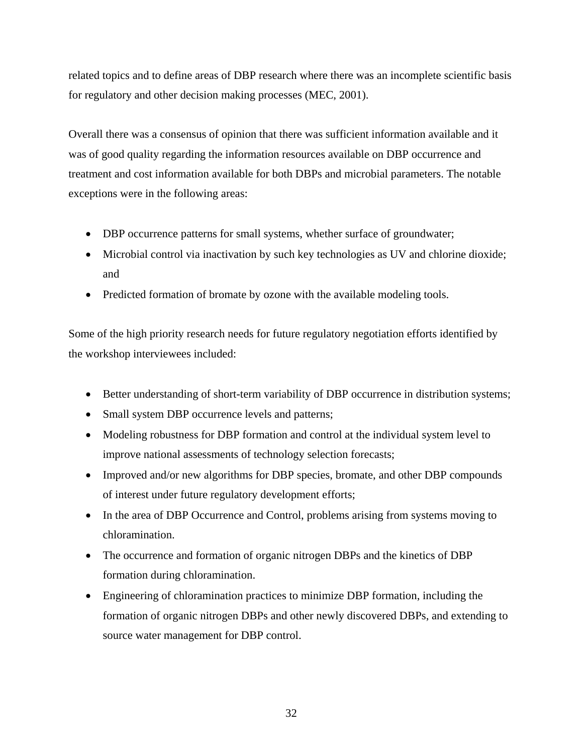related topics and to define areas of DBP research where there was an incomplete scientific basis for regulatory and other decision making processes (MEC, 2001).

Overall there was a consensus of opinion that there was sufficient information available and it was of good quality regarding the information resources available on DBP occurrence and treatment and cost information available for both DBPs and microbial parameters. The notable exceptions were in the following areas:

- DBP occurrence patterns for small systems, whether surface of groundwater;
- Microbial control via inactivation by such key technologies as UV and chlorine dioxide; and
- Predicted formation of bromate by ozone with the available modeling tools.

Some of the high priority research needs for future regulatory negotiation efforts identified by the workshop interviewees included:

- Better understanding of short-term variability of DBP occurrence in distribution systems;
- Small system DBP occurrence levels and patterns;
- Modeling robustness for DBP formation and control at the individual system level to improve national assessments of technology selection forecasts;
- Improved and/or new algorithms for DBP species, bromate, and other DBP compounds of interest under future regulatory development efforts;
- In the area of DBP Occurrence and Control, problems arising from systems moving to chloramination.
- The occurrence and formation of organic nitrogen DBPs and the kinetics of DBP formation during chloramination.
- Engineering of chloramination practices to minimize DBP formation, including the formation of organic nitrogen DBPs and other newly discovered DBPs, and extending to source water management for DBP control.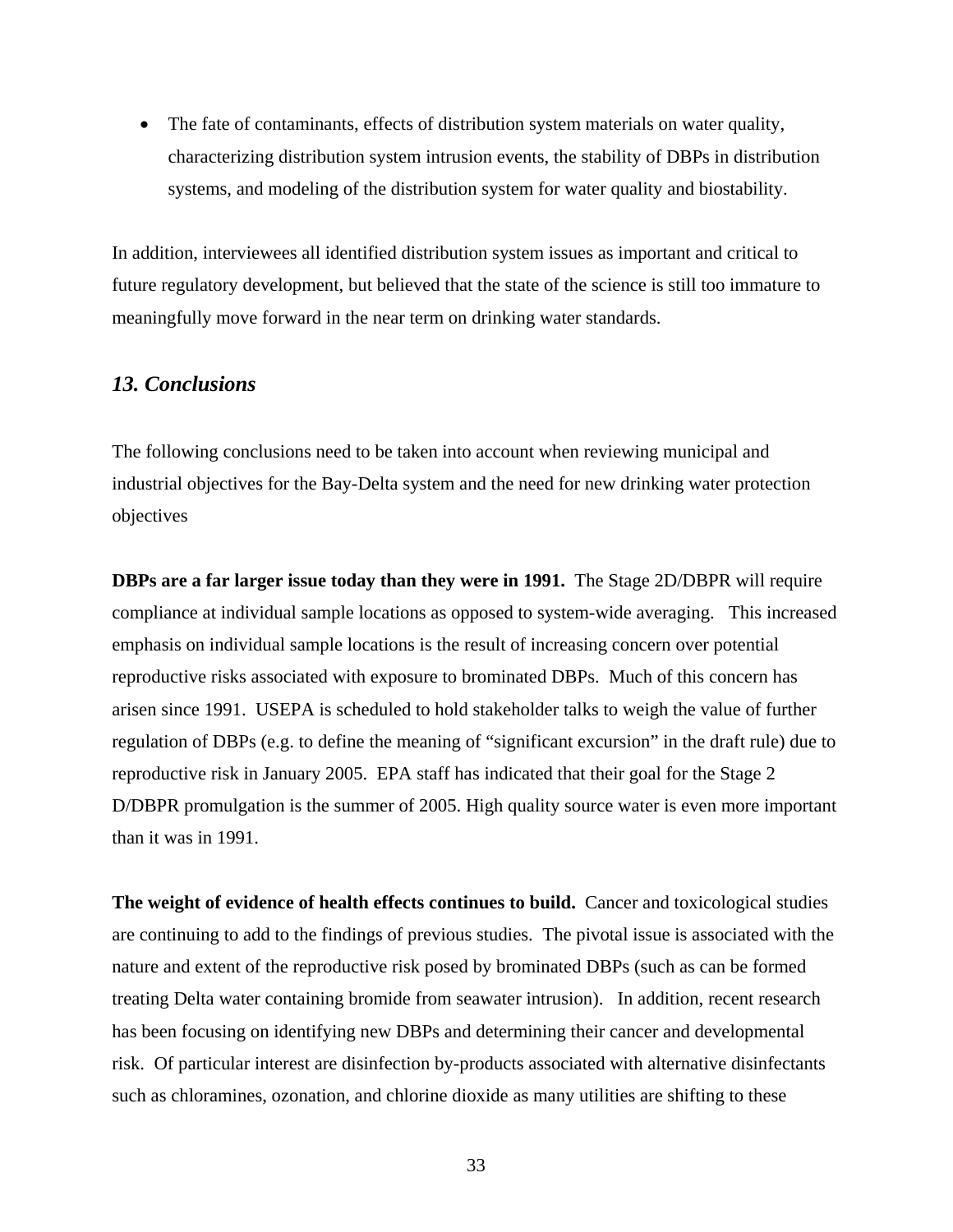- The fate of contaminants, effects of distribution system materials on water quality, characterizing distribution system intrusion events, the stability of DBPs in distribution systems, and modeling of the distribution system for water quality and biostability.

In addition, interviewees all identified distribution system issues as important and critical to future regulatory development, but believed that the state of the science is still too immature to meaningfully move forward in the near term on drinking water standards.

## *13. Conclusions*

The following conclusions need to be taken into account when reviewing municipal and industrial objectives for the Bay-Delta system and the need for new drinking water protection objectives

**DBPs are a far larger issue today than they were in 1991.** The Stage 2D/DBPR will require compliance at individual sample locations as opposed to system-wide averaging. This increased emphasis on individual sample locations is the result of increasing concern over potential reproductive risks associated with exposure to brominated DBPs. Much of this concern has arisen since 1991. USEPA is scheduled to hold stakeholder talks to weigh the value of further regulation of DBPs (e.g. to define the meaning of "significant excursion" in the draft rule) due to reproductive risk in January 2005. EPA staff has indicated that their goal for the Stage 2 D/DBPR promulgation is the summer of 2005. High quality source water is even more important than it was in 1991.

**The weight of evidence of health effects continues to build.** Cancer and toxicological studies are continuing to add to the findings of previous studies. The pivotal issue is associated with the nature and extent of the reproductive risk posed by brominated DBPs (such as can be formed treating Delta water containing bromide from seawater intrusion). In addition, recent research has been focusing on identifying new DBPs and determining their cancer and developmental risk. Of particular interest are disinfection by-products associated with alternative disinfectants such as chloramines, ozonation, and chlorine dioxide as many utilities are shifting to these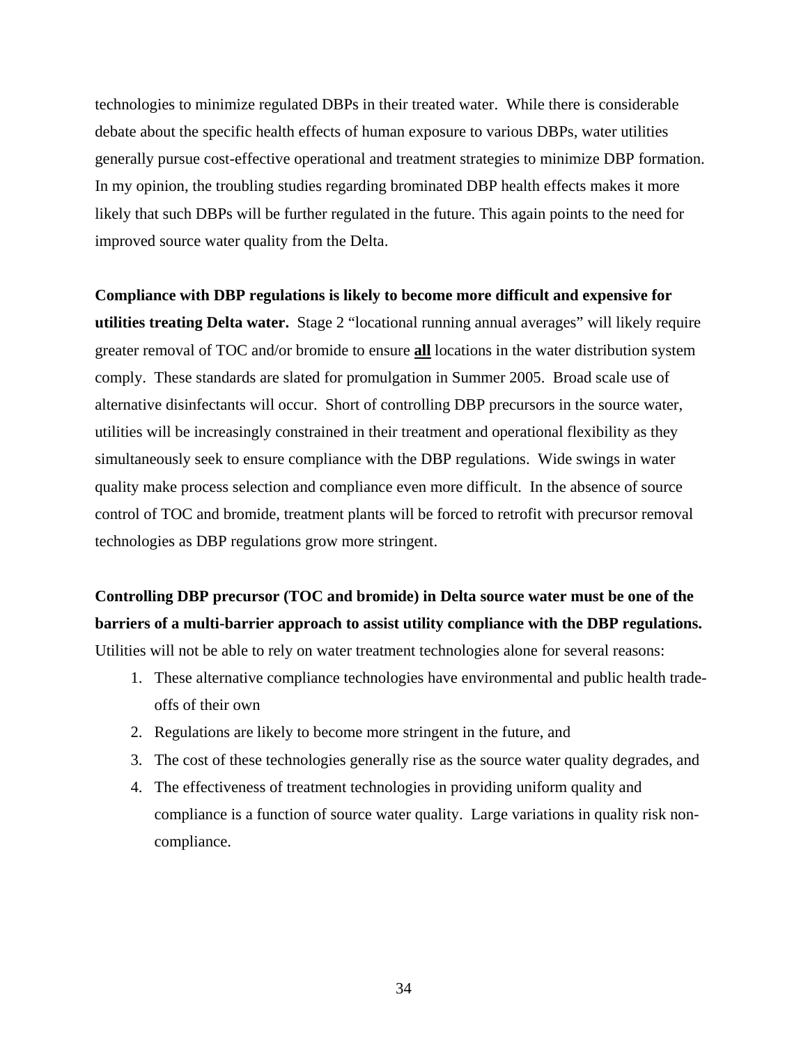technologies to minimize regulated DBPs in their treated water. While there is considerable debate about the specific health effects of human exposure to various DBPs, water utilities generally pursue cost-effective operational and treatment strategies to minimize DBP formation. In my opinion, the troubling studies regarding brominated DBP health effects makes it more likely that such DBPs will be further regulated in the future. This again points to the need for improved source water quality from the Delta.

**Compliance with DBP regulations is likely to become more difficult and expensive for utilities treating Delta water.** Stage 2 "locational running annual averages" will likely require greater removal of TOC and/or bromide to ensure **<u>all</u>** locations in the water distribution system comply. These standards are slated for promulgation in Summer 2005. Broad scale use of alternative disinfectants will occur. Short of controlling DBP precursors in the source water, utilities will be increasingly constrained in their treatment and operational flexibility as they simultaneously seek to ensure compliance with the DBP regulations. Wide swings in water quality make process selection and compliance even more difficult. In the absence of source control of TOC and bromide, treatment plants will be forced to retrofit with precursor removal technologies as DBP regulations grow more stringent.

**Controlling DBP precursor (TOC and bromide) in Delta source water must be one of the barriers of a multi-barrier approach to assist utility compliance with the DBP regulations.** Utilities will not be able to rely on water treatment technologies alone for several reasons:

1. These alternative compliance technologies have environmental and public health trade-offs of their own
2. Regulations are likely to become more stringent in the future, and
3. The cost of these technologies generally rise as the source water quality degrades, and
4. The effectiveness of treatment technologies in providing uniform quality and compliance is a function of source water quality. Large variations in quality risk non-compliance.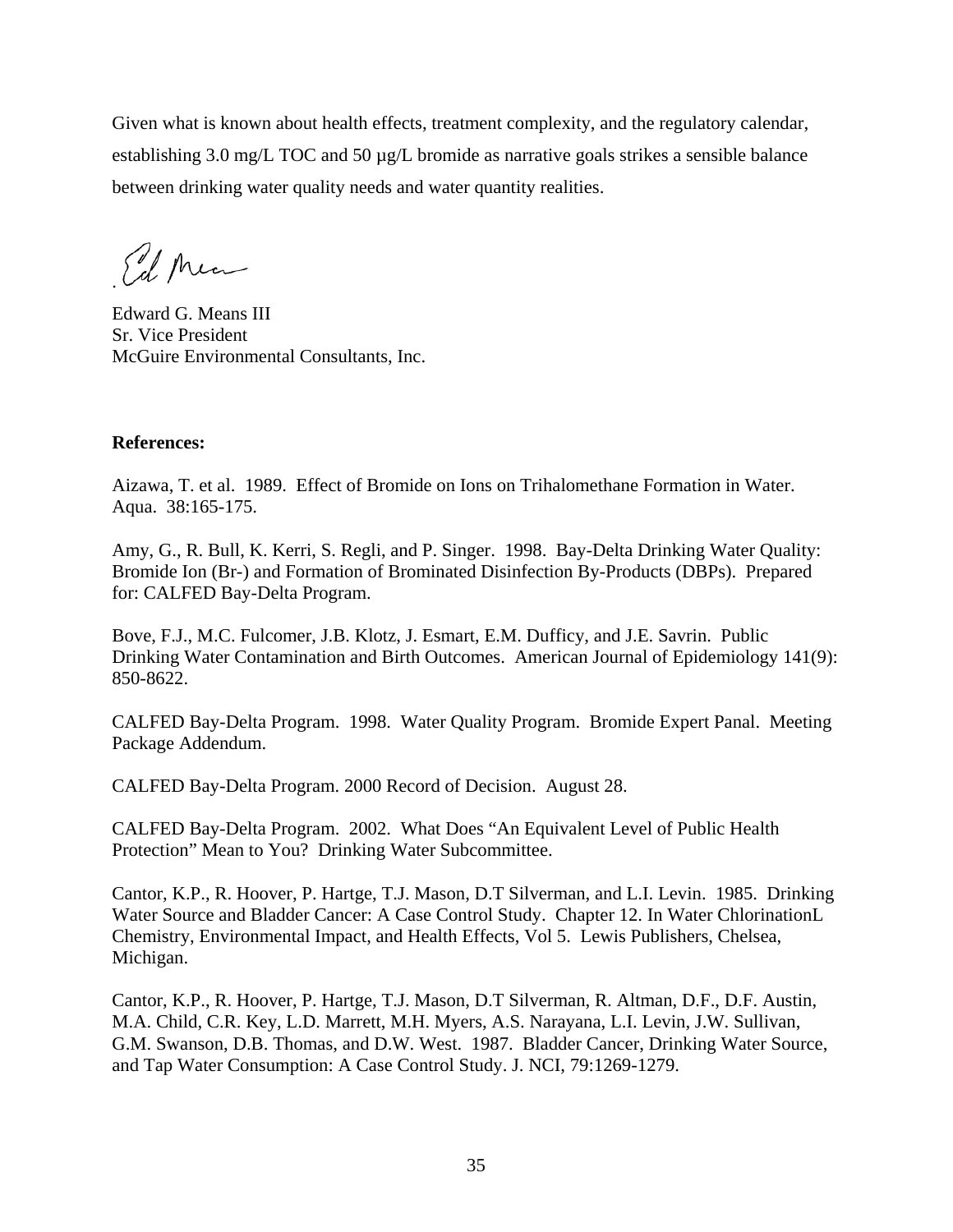Given what is known about health effects, treatment complexity, and the regulatory calendar, establishing 3.0 mg/L TOC and 50 µg/L bromide as narrative goals strikes a sensible balance between drinking water quality needs and water quantity realities.

Edward G. Means III
Sr. Vice President
McGuire Environmental Consultants, Inc.

**References:**

Aizawa, T. et al. 1989. Effect of Bromide on Ions on Trihalomethane Formation in Water. Aqua. 38:165-175.

Amy, G., R. Bull, K. Kerri, S. Regli, and P. Singer. 1998. Bay-Delta Drinking Water Quality: Bromide Ion (Br-) and Formation of Brominated Disinfection By-Products (DBPs). Prepared for: CALFED Bay-Delta Program.

Bove, F.J., M.C. Fulcomer, J.B. Klotz, J. Esmart, E.M. Dufficy, and J.E. Savrin. Public Drinking Water Contamination and Birth Outcomes. American Journal of Epidemiology 141(9): 850-8622.

CALFED Bay-Delta Program. 1998. Water Quality Program. Bromide Expert Panal. Meeting Package Addendum.

CALFED Bay-Delta Program. 2000 Record of Decision. August 28.

CALFED Bay-Delta Program. 2002. What Does "An Equivalent Level of Public Health Protection" Mean to You? Drinking Water Subcommittee.

Cantor, K.P., R. Hoover, P. Hartge, T.J. Mason, D.T Silverman, and L.I. Levin. 1985. Drinking Water Source and Bladder Cancer: A Case Control Study. Chapter 12. In Water ChlorinationL Chemistry, Environmental Impact, and Health Effects, Vol 5. Lewis Publishers, Chelsea, Michigan.

Cantor, K.P., R. Hoover, P. Hartge, T.J. Mason, D.T Silverman, R. Altman, D.F., D.F. Austin, M.A. Child, C.R. Key, L.D. Marrett, M.H. Myers, A.S. Narayana, L.I. Levin, J.W. Sullivan, G.M. Swanson, D.B. Thomas, and D.W. West. 1987. Bladder Cancer, Drinking Water Source, and Tap Water Consumption: A Case Control Study. J. NCI, 79:1269-1279.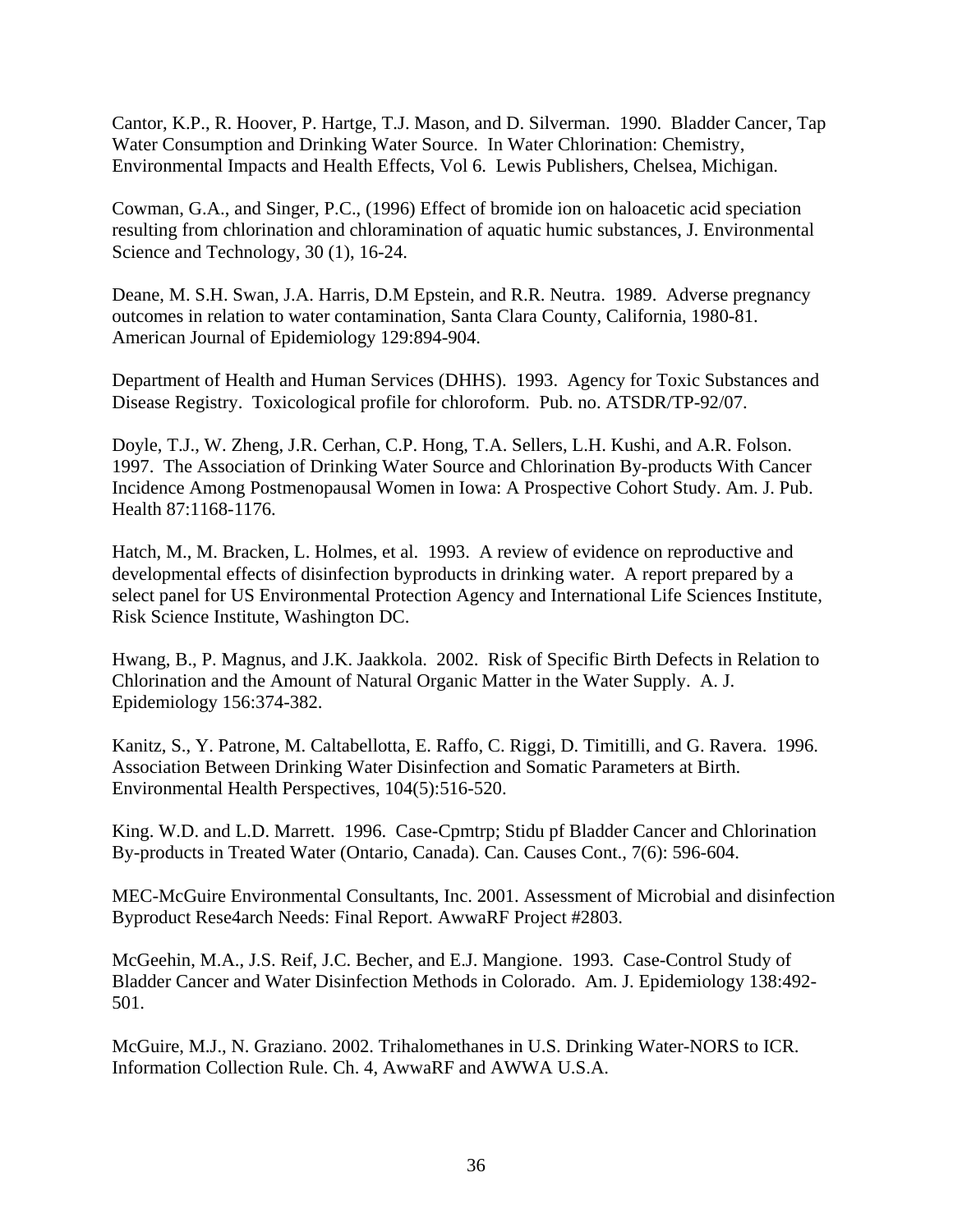Cantor, K.P., R. Hoover, P. Hartge, T.J. Mason, and D. Silverman. 1990. Bladder Cancer, Tap Water Consumption and Drinking Water Source. In Water Chlorination: Chemistry, Environmental Impacts and Health Effects, Vol 6. Lewis Publishers, Chelsea, Michigan.

Cowman, G.A., and Singer, P.C., (1996) Effect of bromide ion on haloacetic acid speciation resulting from chlorination and chloramination of aquatic humic substances, J. Environmental Science and Technology, 30 (1), 16-24.

Deane, M. S.H. Swan, J.A. Harris, D.M Epstein, and R.R. Neutra. 1989. Adverse pregnancy outcomes in relation to water contamination, Santa Clara County, California, 1980-81. American Journal of Epidemiology 129:894-904.

Department of Health and Human Services (DHHS). 1993. Agency for Toxic Substances and Disease Registry. Toxicological profile for chloroform. Pub. no. ATSDR/TP-92/07.

Doyle, T.J., W. Zheng, J.R. Cerhan, C.P. Hong, T.A. Sellers, L.H. Kushi, and A.R. Folson. 1997. The Association of Drinking Water Source and Chlorination By-products With Cancer Incidence Among Postmenopausal Women in Iowa: A Prospective Cohort Study. Am. J. Pub. Health 87:1168-1176.

Hatch, M., M. Bracken, L. Holmes, et al. 1993. A review of evidence on reproductive and developmental effects of disinfection byproducts in drinking water. A report prepared by a select panel for US Environmental Protection Agency and International Life Sciences Institute, Risk Science Institute, Washington DC.

Hwang, B., P. Magnus, and J.K. Jaakkola. 2002. Risk of Specific Birth Defects in Relation to Chlorination and the Amount of Natural Organic Matter in the Water Supply. A. J. Epidemiology 156:374-382.

Kanitz, S., Y. Patrone, M. Caltabellotta, E. Raffo, C. Riggi, D. Timitilli, and G. Ravera. 1996. Association Between Drinking Water Disinfection and Somatic Parameters at Birth. Environmental Health Perspectives, 104(5):516-520.

King. W.D. and L.D. Marrett. 1996. Case-Cpmtrp; Stidu pf Bladder Cancer and Chlorination By-products in Treated Water (Ontario, Canada). Can. Causes Cont., 7(6): 596-604.

MEC-McGuire Environmental Consultants, Inc. 2001. Assessment of Microbial and disinfection Byproduct Rese4arch Needs: Final Report. AwwaRF Project #2803.

McGeehin, M.A., J.S. Reif, J.C. Becher, and E.J. Mangione. 1993. Case-Control Study of Bladder Cancer and Water Disinfection Methods in Colorado. Am. J. Epidemiology 138:492-501.

McGuire, M.J., N. Graziano. 2002. Trihalomethanes in U.S. Drinking Water-NORS to ICR. Information Collection Rule. Ch. 4, AwwaRF and AWWA U.S.A.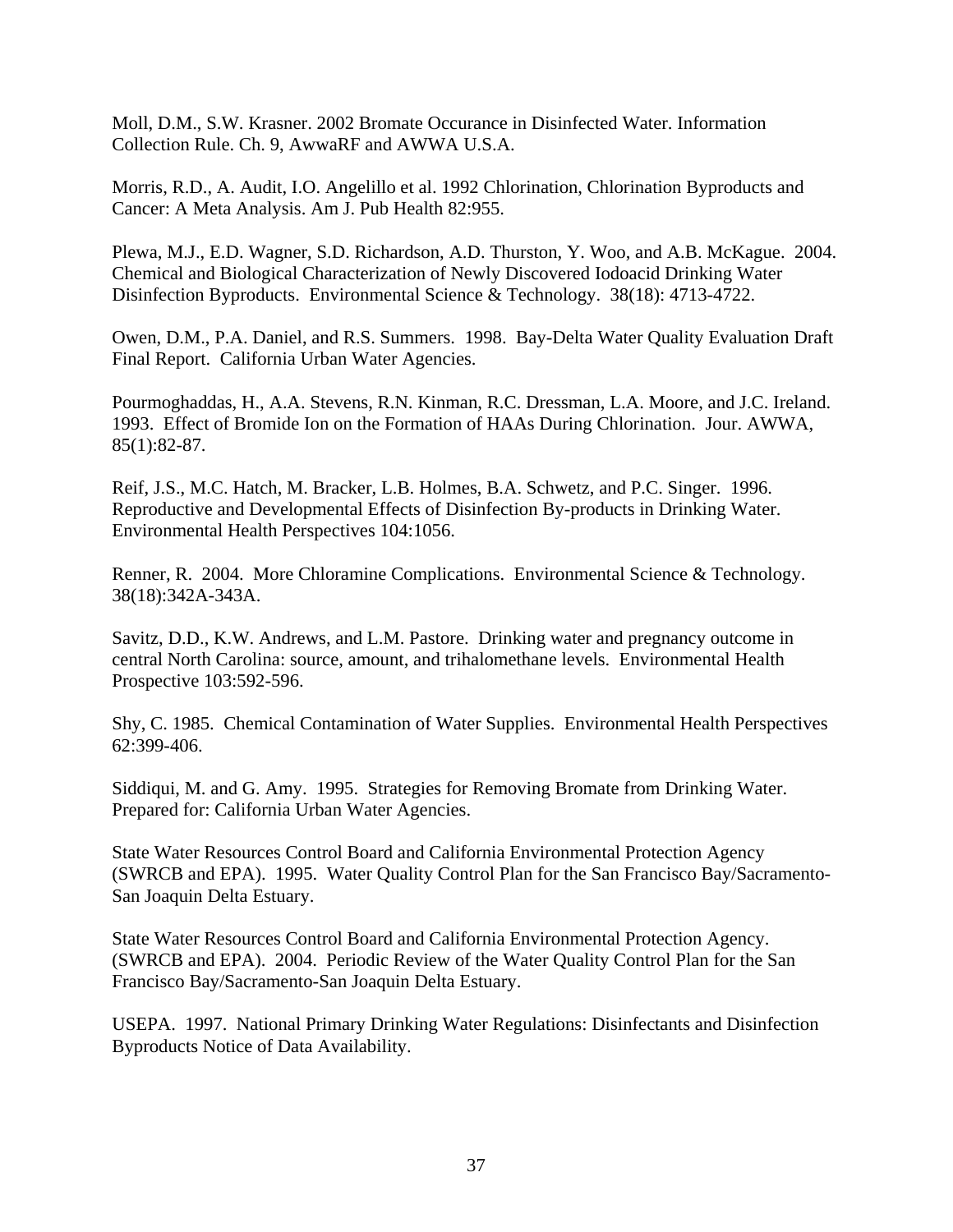Moll, D.M., S.W. Krasner. 2002 Bromate Occurance in Disinfected Water. Information Collection Rule. Ch. 9, AwwaRF and AWWA U.S.A.

Morris, R.D., A. Audit, I.O. Angelillo et al. 1992 Chlorination, Chlorination Byproducts and Cancer: A Meta Analysis. Am J. Pub Health 82:955.

Plewa, M.J., E.D. Wagner, S.D. Richardson, A.D. Thurston, Y. Woo, and A.B. McKague. 2004. Chemical and Biological Characterization of Newly Discovered Iodoacid Drinking Water Disinfection Byproducts. Environmental Science & Technology. 38(18): 4713-4722.

Owen, D.M., P.A. Daniel, and R.S. Summers. 1998. Bay-Delta Water Quality Evaluation Draft Final Report. California Urban Water Agencies.

Pourmoghaddas, H., A.A. Stevens, R.N. Kinman, R.C. Dressman, L.A. Moore, and J.C. Ireland. 1993. Effect of Bromide Ion on the Formation of HAAs During Chlorination. Jour. AWWA, 85(1):82-87.

Reif, J.S., M.C. Hatch, M. Bracker, L.B. Holmes, B.A. Schwetz, and P.C. Singer. 1996. Reproductive and Developmental Effects of Disinfection By-products in Drinking Water. Environmental Health Perspectives 104:1056.

Renner, R. 2004. More Chloramine Complications. Environmental Science & Technology. 38(18):342A-343A.

Savitz, D.D., K.W. Andrews, and L.M. Pastore. Drinking water and pregnancy outcome in central North Carolina: source, amount, and trihalomethane levels. Environmental Health Prospective 103:592-596.

Shy, C. 1985. Chemical Contamination of Water Supplies. Environmental Health Perspectives 62:399-406.

Siddiqui, M. and G. Amy. 1995. Strategies for Removing Bromate from Drinking Water. Prepared for: California Urban Water Agencies.

State Water Resources Control Board and California Environmental Protection Agency (SWRCB and EPA). 1995. Water Quality Control Plan for the San Francisco Bay/Sacramento-San Joaquin Delta Estuary.

State Water Resources Control Board and California Environmental Protection Agency. (SWRCB and EPA). 2004. Periodic Review of the Water Quality Control Plan for the San Francisco Bay/Sacramento-San Joaquin Delta Estuary.

USEPA. 1997. National Primary Drinking Water Regulations: Disinfectants and Disinfection Byproducts Notice of Data Availability.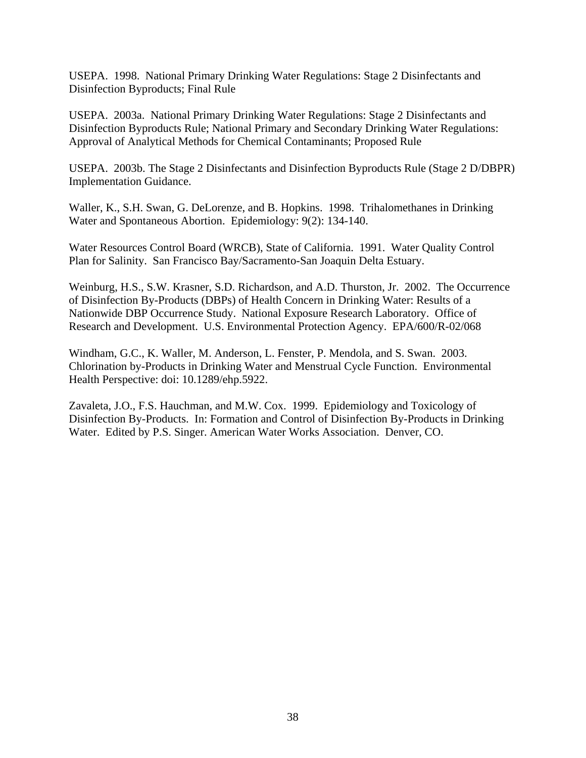USEPA. 1998. National Primary Drinking Water Regulations: Stage 2 Disinfectants and Disinfection Byproducts; Final Rule

USEPA. 2003a. National Primary Drinking Water Regulations: Stage 2 Disinfectants and Disinfection Byproducts Rule; National Primary and Secondary Drinking Water Regulations: Approval of Analytical Methods for Chemical Contaminants; Proposed Rule

USEPA. 2003b. The Stage 2 Disinfectants and Disinfection Byproducts Rule (Stage 2 D/DBPR) Implementation Guidance.

Waller, K., S.H. Swan, G. DeLorenze, and B. Hopkins. 1998. Trihalomethanes in Drinking Water and Spontaneous Abortion. Epidemiology: 9(2): 134-140.

Water Resources Control Board (WRCB), State of California. 1991. Water Quality Control Plan for Salinity. San Francisco Bay/Sacramento-San Joaquin Delta Estuary.

Weinburg, H.S., S.W. Krasner, S.D. Richardson, and A.D. Thurston, Jr. 2002. The Occurrence of Disinfection By-Products (DBPs) of Health Concern in Drinking Water: Results of a Nationwide DBP Occurrence Study. National Exposure Research Laboratory. Office of Research and Development. U.S. Environmental Protection Agency. EPA/600/R-02/068

Windham, G.C., K. Waller, M. Anderson, L. Fenster, P. Mendola, and S. Swan. 2003. Chlorination by-Products in Drinking Water and Menstrual Cycle Function. Environmental Health Perspective: doi: 10.1289/ehp.5922.

Zavaleta, J.O., F.S. Hauchman, and M.W. Cox. 1999. Epidemiology and Toxicology of Disinfection By-Products. In: Formation and Control of Disinfection By-Products in Drinking Water. Edited by P.S. Singer. American Water Works Association. Denver, CO.